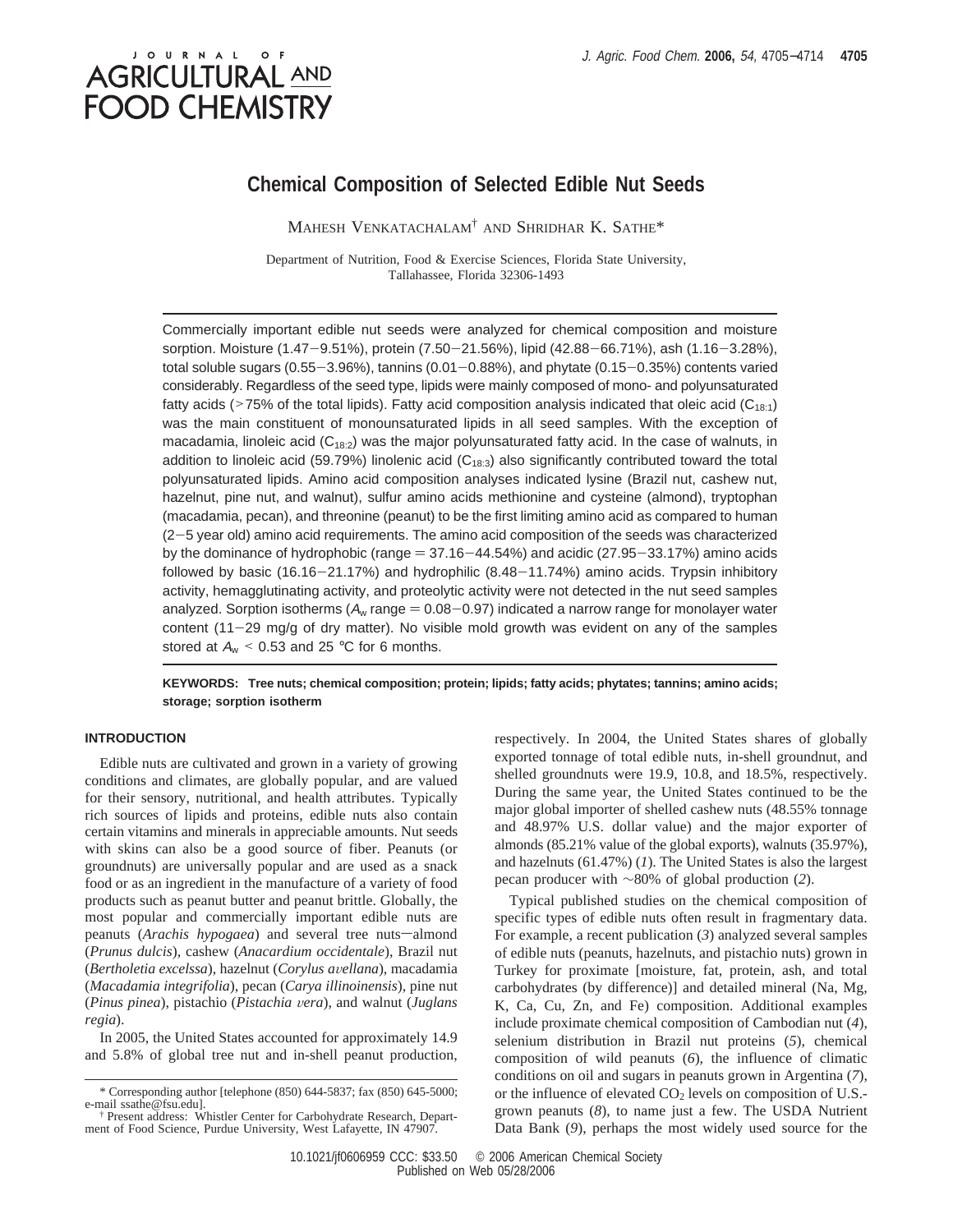# Chemical Composition of Selected Edible Nut Seeds

MAHESH VENKATACHALAM[†] AND SHRIDHAR K. SATHE*

Department of Nutrition, Food & Exercise Sciences, Florida State University, Tallahassee, Florida 32306-1493

Commercially important edible nut seeds were analyzed for chemical composition and moisture sorption. Moisture (1.47−9.51%), protein (7.50−21.56%), lipid (42.88−66.71%), ash (1.16−3.28%), total soluble sugars (0.55−3.96%), tannins (0.01−0.88%), and phytate (0.15−0.35%) contents varied considerably. Regardless of the seed type, lipids were mainly composed of mono- and polyunsaturated fatty acids (>75% of the total lipids). Fatty acid composition analysis indicated that oleic acid ($C_{18:1}$) was the main constituent of monounsaturated lipids in all seed samples. With the exception of macadamia, linoleic acid ($C_{18:2}$) was the major polyunsaturated fatty acid. In the case of walnuts, in addition to linoleic acid (59.79%) linolenic acid ($C_{18:3}$) also significantly contributed toward the total polyunsaturated lipids. Amino acid composition analyses indicated lysine (Brazil nut, cashew nut, hazelnut, pine nut, and walnut), sulfur amino acids methionine and cysteine (almond), tryptophan (macadamia, pecan), and threonine (peanut) to be the first limiting amino acid as compared to human (2−5 year old) amino acid requirements. The amino acid composition of the seeds was characterized by the dominance of hydrophobic (range = 37.16−44.54%) and acidic (27.95−33.17%) amino acids followed by basic (16.16−21.17%) and hydrophilic (8.48−11.74%) amino acids. Trypsin inhibitory activity, hemagglutinating activity, and proteolytic activity were not detected in the nut seed samples analyzed. Sorption isotherms ($A_w$ range = 0.08−0.97) indicated a narrow range for monolayer water content (11−29 mg/g of dry matter). No visible mold growth was evident on any of the samples stored at $A_w$ < 0.53 and 25 °C for 6 months.

**KEYWORDS: Tree nuts; chemical composition; protein; lipids; fatty acids; phytates; tannins; amino acids; storage; sorption isotherm**

## INTRODUCTION

Edible nuts are cultivated and grown in a variety of growing conditions and climates, are globally popular, and are valued for their sensory, nutritional, and health attributes. Typically rich sources of lipids and proteins, edible nuts also contain certain vitamins and minerals in appreciable amounts. Nut seeds with skins can also be a good source of fiber. Peanuts (or groundnuts) are universally popular and are used as a snack food or as an ingredient in the manufacture of a variety of food products such as peanut butter and peanut brittle. Globally, the most popular and commercially important edible nuts are peanuts (*Arachis hypogaea*) and several tree nuts—almond (*Prunus dulcis*), cashew (*Anacardium occidentale*), Brazil nut (*Bertholetia excelssa*), hazelnut (*Corylus avellana*), macadamia (*Macadamia integrifolia*), pecan (*Carya illinoinensis*), pine nut (*Pinus pinea*), pistachio (*Pistachia vera*), and walnut (*Juglans regia*).

In 2005, the United States accounted for approximately 14.9 and 5.8% of global tree nut and in-shell peanut production, respectively. In 2004, the United States shares of globally exported tonnage of total edible nuts, in-shell groundnut, and shelled groundnuts were 19.9, 10.8, and 18.5%, respectively. During the same year, the United States continued to be the major global importer of shelled cashew nuts (48.55% tonnage and 48.97% U.S. dollar value) and the major exporter of almonds (85.21% value of the global exports), walnuts (35.97%), and hazelnuts (61.47%) (*1*). The United States is also the largest pecan producer with ~80% of global production (*2*).

Typical published studies on the chemical composition of specific types of edible nuts often result in fragmentary data. For example, a recent publication (*3*) analyzed several samples of edible nuts (peanuts, hazelnuts, and pistachio nuts) grown in Turkey for proximate [moisture, fat, protein, ash, and total carbohydrates (by difference)] and detailed mineral (Na, Mg, K, Ca, Cu, Zn, and Fe) composition. Additional examples include proximate chemical composition of Cambodian nut (*4*), selenium distribution in Brazil nut proteins (*5*), chemical composition of wild peanuts (*6*), the influence of climatic conditions on oil and sugars in peanuts grown in Argentina (*7*), or the influence of elevated $CO_2$ levels on composition of U.S.-grown peanuts (*8*), to name just a few. The USDA Nutrient Data Bank (*9*), perhaps the most widely used source for the

\* Corresponding author [telephone (850) 644-5837; fax (850) 645-5000; e-mail ssathe@fsu.edu].

[†] Present address: Whistler Center for Carbohydrate Research, Department of Food Science, Purdue University, West Lafayette, IN 47907.

10.1021/jf0606959 CCC: $33.50 © 2006 American Chemical Society
Published on Web 05/28/2006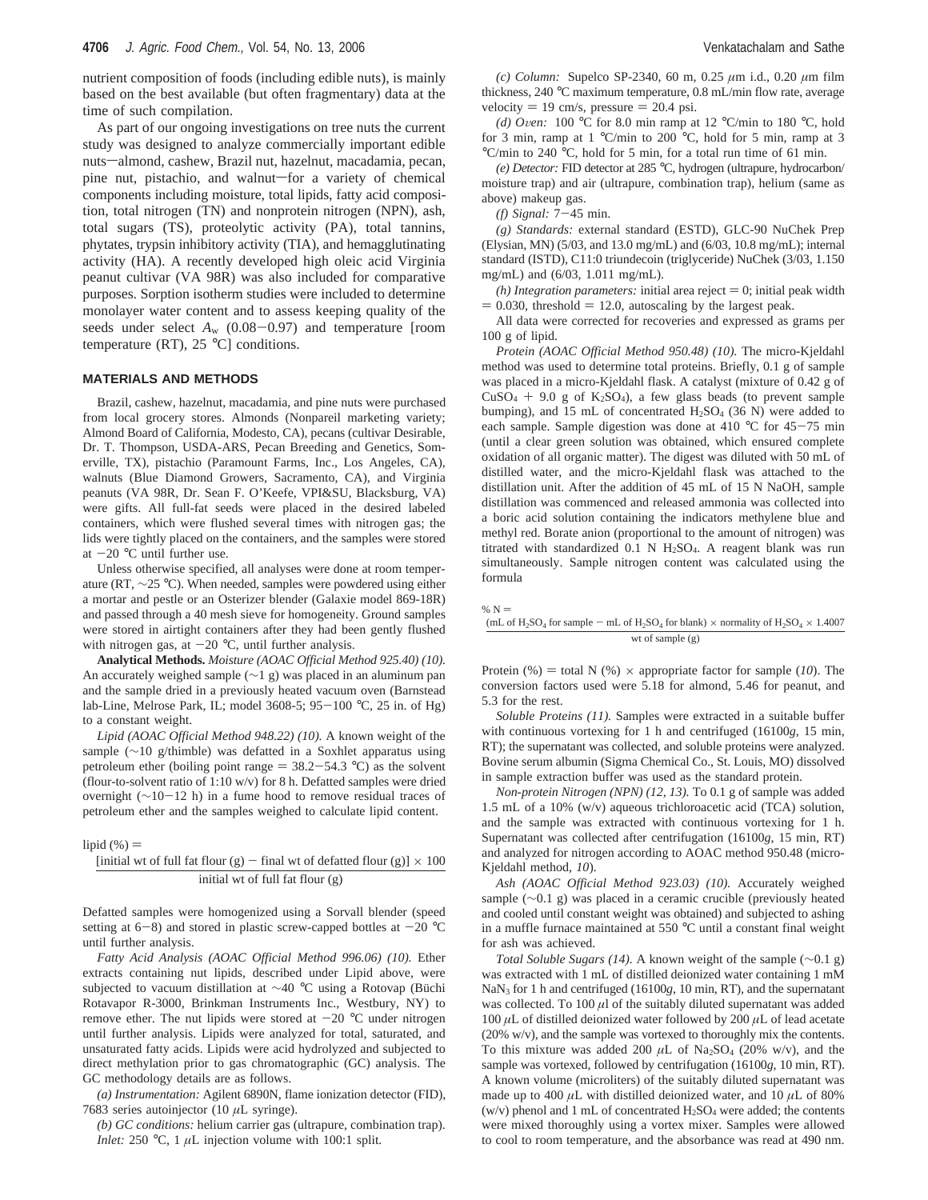nutrient composition of foods (including edible nuts), is mainly based on the best available (but often fragmentary) data at the time of such compilation.

As part of our ongoing investigations on tree nuts the current study was designed to analyze commercially important edible nuts—almond, cashew, Brazil nut, hazelnut, macadamia, pecan, pine nut, pistachio, and walnut—for a variety of chemical components including moisture, total lipids, fatty acid composition, total nitrogen (TN) and nonprotein nitrogen (NPN), ash, total sugars (TS), proteolytic activity (PA), total tannins, phytates, trypsin inhibitory activity (TIA), and hemagglutinating activity (HA). A recently developed high oleic acid Virginia peanut cultivar (VA 98R) was also included for comparative purposes. Sorption isotherm studies were included to determine monolayer water content and to assess keeping quality of the seeds under select $A_w$ (0.08−0.97) and temperature [room temperature (RT), 25 °C] conditions.

## MATERIALS AND METHODS

Brazil, cashew, hazelnut, macadamia, and pine nuts were purchased from local grocery stores. Almonds (Nonpareil marketing variety; Almond Board of California, Modesto, CA), pecans (cultivar Desirable, Dr. T. Thompson, USDA-ARS, Pecan Breeding and Genetics, Somerville, TX), pistachio (Paramount Farms, Inc., Los Angeles, CA), walnuts (Blue Diamond Growers, Sacramento, CA), and Virginia peanuts (VA 98R, Dr. Sean F. O'Keefe, VPI&SU, Blacksburg, VA) were gifts. All full-fat seeds were placed in the desired labeled containers, which were flushed several times with nitrogen gas; the lids were tightly placed on the containers, and the samples were stored at −20 °C until further use.

Unless otherwise specified, all analyses were done at room temperature (RT, ∼25 °C). When needed, samples were powdered using either a mortar and pestle or an Osterizer blender (Galaxie model 869-18R) and passed through a 40 mesh sieve for homogeneity. Ground samples were stored in airtight containers after they had been gently flushed with nitrogen gas, at −20 °C, until further analysis.

**Analytical Methods.** *Moisture (AOAC Official Method 925.40) (10).* An accurately weighed sample (∼1 g) was placed in an aluminum pan and the sample dried in a previously heated vacuum oven (Barnstead lab-Line, Melrose Park, IL; model 3608-5; 95−100 °C, 25 in. of Hg) to a constant weight.

*Lipid (AOAC Official Method 948.22) (10).* A known weight of the sample (∼10 g/thimble) was defatted in a Soxhlet apparatus using petroleum ether (boiling point range = 38.2−54.3 °C) as the solvent (flour-to-solvent ratio of 1:10 w/v) for 8 h. Defatted samples were dried overnight (∼10−12 h) in a fume hood to remove residual traces of petroleum ether and the samples weighed to calculate lipid content.

$$\text{lipid (\%)} = \frac{[\text{initial wt of full fat flour (g)} - \text{final wt of defatted flour (g)}] \times 100}{\text{initial wt of full fat flour (g)}}$$

Defatted samples were homogenized using a Sorvall blender (speed setting at 6−8) and stored in plastic screw-capped bottles at −20 °C until further analysis.

*Fatty Acid Analysis (AOAC Official Method 996.06) (10).* Ether extracts containing nut lipids, described under Lipid above, were subjected to vacuum distillation at ∼40 °C using a Rotovap (Büchi Rotavapor R-3000, Brinkman Instruments Inc., Westbury, NY) to remove ether. The nut lipids were stored at −20 °C under nitrogen until further analysis. Lipids were analyzed for total, saturated, and unsaturated fatty acids. Lipids were acid hydrolyzed and subjected to direct methylation prior to gas chromatographic (GC) analysis. The GC methodology details are as follows.

*(a) Instrumentation:* Agilent 6890N, flame ionization detector (FID), 7683 series autoinjector (10 μL syringe).

*(b) GC conditions:* helium carrier gas (ultrapure, combination trap). *Inlet:* 250 °C, 1 μL injection volume with 100:1 split.

*(c) Column:* Supelco SP-2340, 60 m, 0.25 μm i.d., 0.20 μm film thickness, 240 °C maximum temperature, 0.8 mL/min flow rate, average velocity = 19 cm/s, pressure = 20.4 psi.

*(d) Oven:* 100 °C for 8.0 min ramp at 12 °C/min to 180 °C, hold for 3 min, ramp at 1 °C/min to 200 °C, hold for 5 min, ramp at 3 °C/min to 240 °C, hold for 5 min, for a total run time of 61 min.

*(e) Detector:* FID detector at 285 °C, hydrogen (ultrapure, hydrocarbon/moisture trap) and air (ultrapure, combination trap), helium (same as above) makeup gas.

*(f) Signal:* 7−45 min.

*(g) Standards:* external standard (ESTD), GLC-90 NuChek Prep (Elysian, MN) (5/03, and 13.0 mg/mL) and (6/03, 10.8 mg/mL); internal standard (ISTD), C11:0 triundecoin (triglyceride) NuChek (3/03, 1.150 mg/mL) and (6/03, 1.011 mg/mL).

*(h) Integration parameters:* initial area reject = 0; initial peak width = 0.030, threshold = 12.0, autoscaling by the largest peak.

All data were corrected for recoveries and expressed as grams per 100 g of lipid.

*Protein (AOAC Official Method 950.48) (10).* The micro-Kjeldahl method was used to determine total proteins. Briefly, 0.1 g of sample was placed in a micro-Kjeldahl flask. A catalyst (mixture of 0.42 g of $CuSO_4$ + 9.0 g of $K_2SO_4$), a few glass beads (to prevent sample bumping), and 15 mL of concentrated $H_2SO_4$ (36 N) were added to each sample. Sample digestion was done at 410 °C for 45−75 min (until a clear green solution was obtained, which ensured complete oxidation of all organic matter). The digest was diluted with 50 mL of distilled water, and the micro-Kjeldahl flask was attached to the distillation unit. After the addition of 45 mL of 15 N NaOH, sample distillation was commenced and released ammonia was collected into a boric acid solution containing the indicators methylene blue and methyl red. Borate anion (proportional to the amount of nitrogen) was titrated with standardized 0.1 N $H_2SO_4$. A reagent blank was run simultaneously. Sample nitrogen content was calculated using the formula

$$\%\ N = \frac{(\text{mL of } H_2SO_4 \text{ for sample} - \text{mL of } H_2SO_4 \text{ for blank}) \times \text{normality of } H_2SO_4 \times 1.4007}{\text{wt of sample (g)}}$$

Protein (%) = total N (%) × appropriate factor for sample (*10*). The conversion factors used were 5.18 for almond, 5.46 for peanut, and 5.3 for the rest.

*Soluble Proteins (11).* Samples were extracted in a suitable buffer with continuous vortexing for 1 h and centrifuged (16100*g*, 15 min, RT); the supernatant was collected, and soluble proteins were analyzed. Bovine serum albumin (Sigma Chemical Co., St. Louis, MO) dissolved in sample extraction buffer was used as the standard protein.

*Non-protein Nitrogen (NPN) (12, 13).* To 0.1 g of sample was added 1.5 mL of a 10% (w/v) aqueous trichloroacetic acid (TCA) solution, and the sample was extracted with continuous vortexing for 1 h. Supernatant was collected after centrifugation (16100*g*, 15 min, RT) and analyzed for nitrogen according to AOAC method 950.48 (micro-Kjeldahl method, *10*).

*Ash (AOAC Official Method 923.03) (10).* Accurately weighed sample (∼0.1 g) was placed in a ceramic crucible (previously heated and cooled until constant weight was obtained) and subjected to ashing in a muffle furnace maintained at 550 °C until a constant final weight for ash was achieved.

*Total Soluble Sugars (14).* A known weight of the sample (∼0.1 g) was extracted with 1 mL of distilled deionized water containing 1 mM $NaN_3$ for 1 h and centrifuged (16100*g*, 10 min, RT), and the supernatant was collected. To 100 μl of the suitably diluted supernatant was added 100 μL of distilled deionized water followed by 200 μL of lead acetate (20% w/v), and the sample was vortexed to thoroughly mix the contents. To this mixture was added 200 μL of $Na_2SO_4$ (20% w/v), and the sample was vortexed, followed by centrifugation (16100*g*, 10 min, RT). A known volume (microliters) of the suitably diluted supernatant was made up to 400 μL with distilled deionized water, and 10 μL of 80% (w/v) phenol and 1 mL of concentrated $H_2SO_4$ were added; the contents were mixed thoroughly using a vortex mixer. Samples were allowed to cool to room temperature, and the absorbance was read at 490 nm.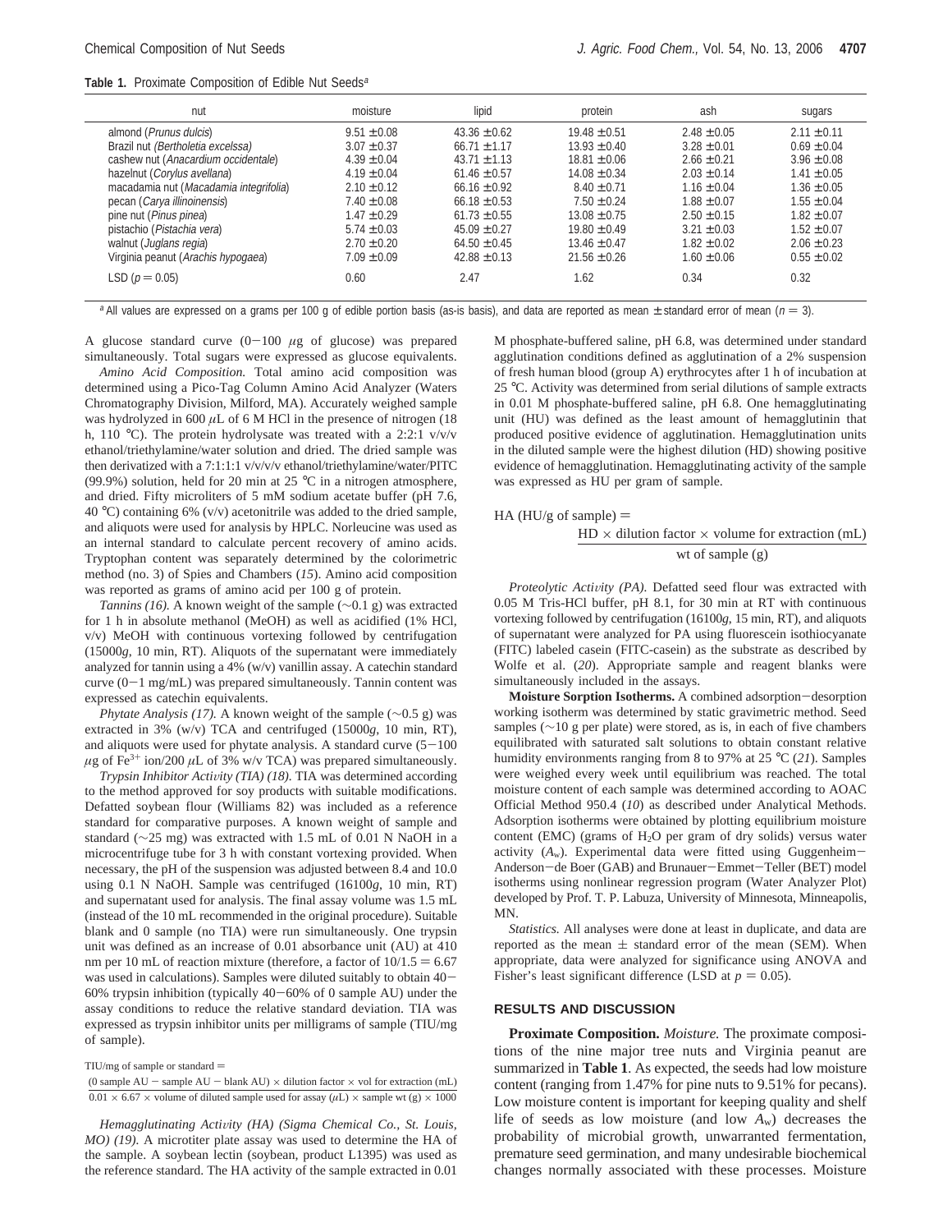**Table 1.** Proximate Composition of Edible Nut Seeds[a]

| nut | moisture | lipid | protein | ash | sugars |
|---|---|---|---|---|---|
| almond (*Prunus dulcis*) | 9.51 ± 0.08 | 43.36 ± 0.62 | 19.48 ± 0.51 | 2.48 ± 0.05 | 2.11 ± 0.11 |
| Brazil nut (*Bertholetia excelsa*) | 3.07 ± 0.37 | 66.71 ± 1.17 | 13.93 ± 0.40 | 3.28 ± 0.01 | 0.69 ± 0.04 |
| cashew nut (*Anacardium occidentale*) | 4.39 ± 0.04 | 43.71 ± 1.13 | 18.81 ± 0.06 | 2.66 ± 0.21 | 3.96 ± 0.08 |
| hazelnut (*Corylus avellana*) | 4.19 ± 0.04 | 61.46 ± 0.57 | 14.08 ± 0.34 | 2.03 ± 0.14 | 1.41 ± 0.05 |
| macadamia nut (*Macadamia integrifolia*) | 2.10 ± 0.12 | 66.16 ± 0.92 | 8.40 ± 0.71 | 1.16 ± 0.04 | 1.36 ± 0.05 |
| pecan (*Carya illinoinensis*) | 7.40 ± 0.08 | 66.18 ± 0.53 | 7.50 ± 0.24 | 1.88 ± 0.07 | 1.55 ± 0.04 |
| pine nut (*Pinus pinea*) | 1.47 ± 0.29 | 61.73 ± 0.55 | 13.08 ± 0.75 | 2.50 ± 0.15 | 1.82 ± 0.07 |
| pistachio (*Pistachia vera*) | 5.74 ± 0.03 | 45.09 ± 0.27 | 19.80 ± 0.49 | 3.21 ± 0.03 | 1.52 ± 0.07 |
| walnut (*Juglans regia*) | 2.70 ± 0.20 | 64.50 ± 0.45 | 13.46 ± 0.47 | 1.82 ± 0.02 | 2.06 ± 0.23 |
| Virginia peanut (*Arachis hypogaea*) | 7.09 ± 0.09 | 42.88 ± 0.13 | 21.56 ± 0.26 | 1.60 ± 0.06 | 0.55 ± 0.02 |
| LSD ($p = 0.05$) | 0.60 | 2.47 | 1.62 | 0.34 | 0.32 |

[a] All values are expressed on a grams per 100 g of edible portion basis (as-is basis), and data are reported as mean ± standard error of mean ($n = 3$).

A glucose standard curve (0−100 μg of glucose) was prepared simultaneously. Total sugars were expressed as glucose equivalents.

*Amino Acid Composition.* Total amino acid composition was determined using a Pico-Tag Column Amino Acid Analyzer (Waters Chromatography Division, Milford, MA). Accurately weighed sample was hydrolyzed in 600 μL of 6 M HCl in the presence of nitrogen (18 h, 110 °C). The protein hydrolysate was treated with a 2:2:1 v/v/v ethanol/triethylamine/water solution and dried. The dried sample was then derivatized with a 7:1:1:1 v/v/v/v ethanol/triethylamine/water/PITC (99.9%) solution, held for 20 min at 25 °C in a nitrogen atmosphere, and dried. Fifty microliters of 5 mM sodium acetate buffer (pH 7.6, 40 °C) containing 6% (v/v) acetonitrile was added to the dried sample, and aliquots were used for analysis by HPLC. Norleucine was used as an internal standard to calculate percent recovery of amino acids. Tryptophan content was separately determined by the colorimetric method (no. 3) of Spies and Chambers (*15*). Amino acid composition was reported as grams of amino acid per 100 g of protein.

*Tannins (16).* A known weight of the sample (∼0.1 g) was extracted for 1 h in absolute methanol (MeOH) as well as acidified (1% HCl, v/v) MeOH with continuous vortexing followed by centrifugation (15000*g*, 10 min, RT). Aliquots of the supernatant were immediately analyzed for tannin using a 4% (w/v) vanillin assay. A catechin standard curve (0−1 mg/mL) was prepared simultaneously. Tannin content was expressed as catechin equivalents.

*Phytate Analysis (17).* A known weight of the sample (∼0.5 g) was extracted in 3% (w/v) TCA and centrifuged (15000*g*, 10 min, RT), and aliquots were used for phytate analysis. A standard curve (5−100 μg of $Fe^{3+}$ ion/200 μL of 3% w/v TCA) was prepared simultaneously.

*Trypsin Inhibitor Activity (TIA) (18).* TIA was determined according to the method approved for soy products with suitable modifications. Defatted soybean flour (Williams 82) was included as a reference standard for comparative purposes. A known weight of sample and standard (∼25 mg) was extracted with 1.5 mL of 0.01 N NaOH in a microcentrifuge tube for 3 h with constant vortexing provided. When necessary, the pH of the suspension was adjusted between 8.4 and 10.0 using 0.1 N NaOH. Sample was centrifuged (16100*g*, 10 min, RT) and supernatant used for analysis. The final assay volume was 1.5 mL (instead of the 10 mL recommended in the original procedure). Suitable blank and 0 sample (no TIA) were run simultaneously. One trypsin unit was defined as an increase of 0.01 absorbance unit (AU) at 410 nm per 10 mL of reaction mixture (therefore, a factor of 10/1.5 = 6.67 was used in calculations). Samples were diluted suitably to obtain 40−60% trypsin inhibition (typically 40−60% of 0 sample AU) under the assay conditions to reduce the relative standard deviation. TIA was expressed as trypsin inhibitor units per milligrams of sample (TIU/mg of sample).

$$\text{TIU/mg of sample or standard} = \frac{(\text{0 sample AU} - \text{sample AU} - \text{blank AU}) \times \text{dilution factor} \times \text{vol for extraction (mL)}}{0.01 \times 6.67 \times \text{volume of diluted sample used for assay } (\mu\text{L}) \times \text{sample wt (g)} \times 1000}$$

*Hemagglutinating Activity (HA) (Sigma Chemical Co., St. Louis, MO) (19).* A microtiter plate assay was used to determine the HA of the sample. A soybean lectin (soybean, product L1395) was used as the reference standard. The HA activity of the sample extracted in 0.01 M phosphate-buffered saline, pH 6.8, was determined under standard agglutination conditions defined as agglutination of a 2% suspension of fresh human blood (group A) erythrocytes after 1 h of incubation at 25 °C. Activity was determined from serial dilutions of sample extracts in 0.01 M phosphate-buffered saline, pH 6.8. One hemagglutinating unit (HU) was defined as the least amount of hemagglutinin that produced positive evidence of agglutination. Hemagglutination units in the diluted sample were the highest dilution (HD) showing positive evidence of hemagglutination. Hemagglutination activity of the sample was expressed as HU per gram of sample.

$$\text{HA (HU/g of sample)} = \frac{\text{HD} \times \text{dilution factor} \times \text{volume for extraction (mL)}}{\text{wt of sample (g)}}$$

*Proteolytic Activity (PA).* Defatted seed flour was extracted with 0.05 M Tris-HCl buffer, pH 8.1, for 30 min at RT with continuous vortexing followed by centrifugation (16100*g*, 15 min, RT), and aliquots of supernatant were analyzed for PA using fluorescein isothiocyanate (FITC) labeled casein (FITC-casein) as the substrate as described by Wolfe et al. (*20*). Appropriate sample and reagent blanks were simultaneously included in the assays.

**Moisture Sorption Isotherms.** A combined adsorption−desorption working isotherm was determined by static gravimetric method. Seed samples (∼10 g per plate) were stored, as is, in each of five chambers equilibrated with saturated salt solutions to obtain constant relative humidity environments ranging from 8 to 97% at 25 °C (*21*). Samples were weighed every week until equilibrium was reached. The total moisture content of each sample was determined according to AOAC Official Method 950.4 (*10*) as described under Analytical Methods. Adsorption isotherms were obtained by plotting equilibrium moisture content (EMC) (grams of $H_2O$ per gram of dry solids) versus water activity ($A_w$). Experimental data were fitted using Guggenheim−Anderson−de Boer (GAB) and Brunauer−Emmet−Teller (BET) model isotherms using nonlinear regression program (Water Analyzer Plot) developed by Prof. T. P. Labuza, University of Minnesota, Minneapolis, MN.

*Statistics.* All analyses were done at least in duplicate, and data are reported as the mean ± standard error of the mean (SEM). When appropriate, data were analyzed for significance using ANOVA and Fisher's least significant difference (LSD at $p = 0.05$).

## RESULTS AND DISCUSSION

**Proximate Composition.** *Moisture.* The proximate compositions of the nine major tree nuts and Virginia peanut are summarized in **Table 1**. As expected, the seeds had low moisture content (ranging from 1.47% for pine nuts to 9.51% for pecans). Low moisture content is important for keeping quality and shelf life of seeds as low moisture (and low $A_w$) decreases the probability of microbial growth, unwarranted fermentation, premature seed germination, and many undesirable biochemical changes normally associated with these processes. Moisture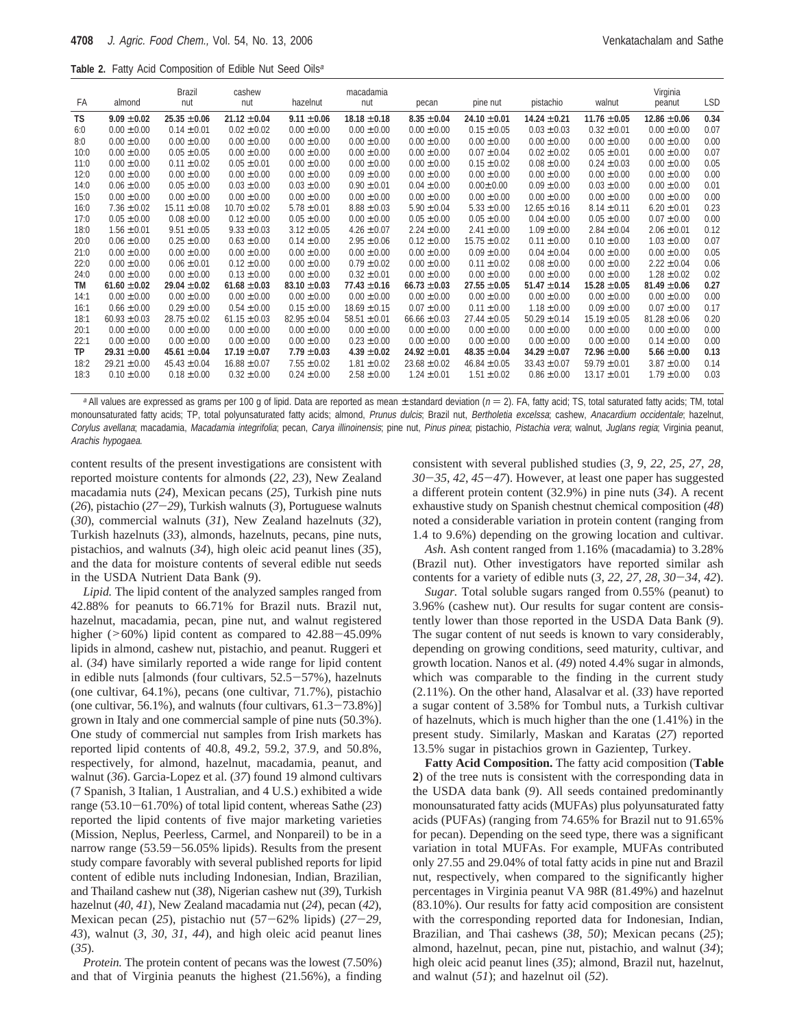**Table 2.** Fatty Acid Composition of Edible Nut Seed Oils[a]

| FA | almond | Brazil nut | cashew nut | hazelnut | macadamia nut | pecan | pine nut | pistachio | walnut | Virginia peanut | LSD |
|---|---|---|---|---|---|---|---|---|---|---|---|
| **TS** | **9.09 ±0.02** | **25.35 ±0.06** | **21.12 ±0.04** | **9.11 ±0.06** | **18.18 ±0.18** | **8.35 ±0.04** | **24.10 ±0.01** | **14.24 ±0.21** | **11.76 ±0.05** | **12.86 ±0.06** | **0.34** |
| 6:0 | 0.00 ±0.00 | 0.14 ±0.01 | 0.02 ±0.02 | 0.00 ±0.00 | 0.00 ±0.00 | 0.00 ±0.00 | 0.15 ±0.05 | 0.03 ±0.03 | 0.32 ±0.01 | 0.00 ±0.00 | 0.07 |
| 8:0 | 0.00 ±0.00 | 0.00 ±0.00 | 0.00 ±0.00 | 0.00 ±0.00 | 0.00 ±0.00 | 0.00 ±0.00 | 0.00 ±0.00 | 0.00 ±0.00 | 0.00 ±0.00 | 0.00 ±0.00 | 0.00 |
| 10:0 | 0.00 ±0.00 | 0.05 ±0.05 | 0.00 ±0.00 | 0.00 ±0.00 | 0.00 ±0.00 | 0.00 ±0.00 | 0.07 ±0.04 | 0.02 ±0.02 | 0.05 ±0.01 | 0.00 ±0.00 | 0.07 |
| 11:0 | 0.00 ±0.00 | 0.11 ±0.02 | 0.05 ±0.01 | 0.00 ±0.00 | 0.00 ±0.00 | 0.00 ±0.00 | 0.15 ±0.02 | 0.08 ±0.00 | 0.24 ±0.03 | 0.00 ±0.00 | 0.05 |
| 12:0 | 0.00 ±0.00 | 0.00 ±0.00 | 0.00 ±0.00 | 0.00 ±0.00 | 0.09 ±0.00 | 0.00 ±0.00 | 0.00 ±0.00 | 0.00 ±0.00 | 0.00 ±0.00 | 0.00 ±0.00 | 0.00 |
| 14:0 | 0.06 ±0.00 | 0.05 ±0.00 | 0.03 ±0.00 | 0.03 ±0.00 | 0.90 ±0.01 | 0.04 ±0.00 | 0.00±0.00 | 0.09 ±0.00 | 0.03 ±0.00 | 0.00 ±0.00 | 0.01 |
| 15:0 | 0.00 ±0.00 | 0.00 ±0.00 | 0.00 ±0.00 | 0.00 ±0.00 | 0.00 ±0.00 | 0.00 ±0.00 | 0.00 ±0.00 | 0.00 ±0.00 | 0.00 ±0.00 | 0.00 ±0.00 | 0.00 |
| 16:0 | 7.36 ±0.02 | 15.11 ±0.08 | 10.70 ±0.02 | 5.78 ±0.01 | 8.88 ±0.03 | 5.90 ±0.04 | 5.33 ±0.00 | 12.65 ±0.16 | 8.14 ±0.11 | 6.20 ±0.01 | 0.23 |
| 17:0 | 0.05 ±0.00 | 0.08 ±0.00 | 0.12 ±0.00 | 0.05 ±0.00 | 0.00 ±0.00 | 0.05 ±0.00 | 0.05 ±0.00 | 0.04 ±0.00 | 0.05 ±0.00 | 0.07 ±0.00 | 0.00 |
| 18:0 | 1.56 ±0.01 | 9.51 ±0.05 | 9.33 ±0.03 | 3.12 ±0.05 | 4.26 ±0.07 | 2.24 ±0.00 | 2.41 ±0.00 | 1.09 ±0.00 | 2.84 ±0.04 | 2.06 ±0.01 | 0.12 |
| 20:0 | 0.06 ±0.00 | 0.25 ±0.00 | 0.63 ±0.00 | 0.14 ±0.00 | 2.95 ±0.06 | 0.12 ±0.00 | 15.75 ±0.02 | 0.11 ±0.00 | 0.10 ±0.00 | 1.03 ±0.00 | 0.07 |
| 21:0 | 0.00 ±0.00 | 0.00 ±0.00 | 0.00 ±0.00 | 0.00 ±0.00 | 0.00 ±0.00 | 0.00 ±0.00 | 0.09 ±0.00 | 0.04 ±0.04 | 0.00 ±0.00 | 0.00 ±0.00 | 0.05 |
| 22:0 | 0.00 ±0.00 | 0.06 ±0.01 | 0.12 ±0.00 | 0.00 ±0.00 | 0.79 ±0.02 | 0.00 ±0.00 | 0.11 ±0.02 | 0.08 ±0.00 | 0.00 ±0.00 | 2.22 ±0.04 | 0.06 |
| 24:0 | 0.00 ±0.00 | 0.00 ±0.00 | 0.13 ±0.00 | 0.00 ±0.00 | 0.32 ±0.01 | 0.00 ±0.00 | 0.00 ±0.00 | 0.00 ±0.00 | 0.00 ±0.00 | 1.28 ±0.02 | 0.02 |
| **TM** | **61.60 ±0.02** | **29.04 ±0.02** | **61.68 ±0.03** | **83.10 ±0.03** | **77.43 ±0.16** | **66.73 ±0.03** | **27.55 ±0.05** | **51.47 ±0.14** | **15.28 ±0.05** | **81.49 ±0.06** | **0.27** |
| 14:1 | 0.00 ±0.00 | 0.00 ±0.00 | 0.00 ±0.00 | 0.00 ±0.00 | 0.00 ±0.00 | 0.00 ±0.00 | 0.00 ±0.00 | 0.00 ±0.00 | 0.00 ±0.00 | 0.00 ±0.00 | 0.00 |
| 16:1 | 0.66 ±0.00 | 0.29 ±0.00 | 0.54 ±0.00 | 0.15 ±0.00 | 18.69 ±0.15 | 0.07 ±0.00 | 0.11 ±0.00 | 1.18 ±0.00 | 0.09 ±0.00 | 0.07 ±0.00 | 0.17 |
| 18:1 | 60.93 ±0.03 | 28.75 ±0.02 | 61.15 ±0.03 | 82.95 ±0.04 | 58.51 ±0.01 | 66.66 ±0.03 | 27.44 ±0.05 | 50.29 ±0.14 | 15.19 ±0.05 | 81.28 ±0.06 | 0.20 |
| 20:1 | 0.00 ±0.00 | 0.00 ±0.00 | 0.00 ±0.00 | 0.00 ±0.00 | 0.00 ±0.00 | 0.00 ±0.00 | 0.00 ±0.00 | 0.00 ±0.00 | 0.00 ±0.00 | 0.00 ±0.00 | 0.00 |
| 22:1 | 0.00 ±0.00 | 0.00 ±0.00 | 0.00 ±0.00 | 0.00 ±0.00 | 0.23 ±0.00 | 0.00 ±0.00 | 0.00 ±0.00 | 0.00 ±0.00 | 0.00 ±0.00 | 0.14 ±0.00 | 0.00 |
| **TP** | **29.31 ±0.00** | **45.61 ±0.04** | **17.19 ±0.07** | **7.79 ±0.03** | **4.39 ±0.02** | **24.92 ±0.01** | **48.35 ±0.04** | **34.29 ±0.07** | **72.96 ±0.00** | **5.66 ±0.00** | **0.13** |
| 18:2 | 29.21 ±0.00 | 45.43 ±0.04 | 16.88 ±0.07 | 7.55 ±0.02 | 1.81 ±0.02 | 23.68 ±0.02 | 46.84 ±0.05 | 33.43 ±0.07 | 59.79 ±0.01 | 3.87 ±0.00 | 0.14 |
| 18:3 | 0.10 ±0.00 | 0.18 ±0.00 | 0.32 ±0.00 | 0.24 ±0.00 | 2.58 ±0.00 | 1.24 ±0.01 | 1.51 ±0.02 | 0.86 ±0.00 | 13.17 ±0.01 | 1.79 ±0.00 | 0.03 |

[a] All values are expressed as grams per 100 g of lipid. Data are reported as mean ± standard deviation ($n = 2$). FA, fatty acid; TS, total saturated fatty acids; TM, total monounsaturated fatty acids; TP, total polyunsaturated fatty acids; almond, *Prunus dulcis*; Brazil nut, *Bertholetia excelssa*; cashew, *Anacardium occidentale*; hazelnut, *Corylus avellana*; macadamia, *Macadamia integrifolia*; pecan, *Carya illinoinensis*; pine nut, *Pinus pinea*; pistachio, *Pistachia vera*; walnut, *Juglans regia*; Virginia peanut, *Arachis hypogaea*.

content results of the present investigations are consistent with reported moisture contents for almonds (*22*, *23*), New Zealand macadamia nuts (*24*), Mexican pecans (*25*), Turkish pine nuts (*26*), pistachio (*27*−*29*), Turkish walnuts (*3*), Portuguese walnuts (*30*), commercial walnuts (*31*), New Zealand hazelnuts (*32*), Turkish hazelnuts (*33*), almonds, hazelnuts, pecans, pine nuts, pistachios, and walnuts (*34*), high oleic acid peanut lines (*35*), and the data for moisture contents of several edible nut seeds in the USDA Nutrient Data Bank (*9*).

*Lipid.* The lipid content of the analyzed samples ranged from 42.88% for peanuts to 66.71% for Brazil nuts. Brazil nut, hazelnut, macadamia, pecan, pine nut, and walnut registered higher (>60%) lipid content as compared to 42.88−45.09% lipids in almond, cashew nut, pistachio, and peanut. Ruggeri et al. (*34*) have similarly reported a wide range for lipid content in edible nuts [almonds (four cultivars, 52.5−57%), hazelnuts (one cultivar, 64.1%), pecans (one cultivar, 71.7%), pistachio (one cultivar, 56.1%), and walnuts (four cultivars, 61.3−73.8%)] grown in Italy and one commercial sample of pine nuts (50.3%). One study of commercial nut samples from Irish markets has reported lipid contents of 40.8, 49.2, 59.2, 37.9, and 50.8%, respectively, for almond, hazelnut, macadamia, peanut, and walnut (*36*). Garcia-Lopez et al. (*37*) found 19 almond cultivars (7 Spanish, 3 Italian, 1 Australian, and 4 U.S.) exhibited a wide range (53.10−61.70%) of total lipid content, whereas Sathe (*23*) reported the lipid contents of five major marketing varieties (Mission, Neplus, Peerless, Carmel, and Nonpareil) to be in a narrow range (53.59−56.05% lipids). Results from the present study compare favorably with several published reports for lipid content of edible nuts including Indonesian, Indian, Brazilian, and Thailand cashew nut (*38*), Nigerian cashew nut (*39*), Turkish hazelnut (*40*, *41*), New Zealand macadamia nut (*24*), pecan (*42*), Mexican pecan (*25*), pistachio nut (57−62% lipids) (*27*−*29*, *43*), walnut (*3*, *30*, *31*, *44*), and high oleic acid peanut lines (*35*).

*Protein.* The protein content of pecans was the lowest (7.50%) and that of Virginia peanuts the highest (21.56%), a finding consistent with several published studies (*3*, *9*, *22*, *25*, *27*, *28*, *30*−*35*, *42*, *45*−*47*). However, at least one paper has suggested a different protein content (32.9%) in pine nuts (*34*). A recent exhaustive study on Spanish chestnut chemical composition (*48*) noted a considerable variation in protein content (ranging from 1.4 to 9.6%) depending on the growing location and cultivar.

*Ash.* Ash content ranged from 1.16% (macadamia) to 3.28% (Brazil nut). Other investigators have reported similar ash contents for a variety of edible nuts (*3*, *22*, *27*, *28*, *30*−*34*, *42*).

*Sugar.* Total soluble sugars ranged from 0.55% (peanut) to 3.96% (cashew nut). Our results for sugar content are consistently lower than those reported in the USDA Data Bank (*9*). The sugar content of nut seeds is known to vary considerably, depending on growing conditions, seed maturity, cultivar, and growth location. Nanos et al. (*49*) noted 4.4% sugar in almonds, which was comparable to the finding in the current study (2.11%). On the other hand, Alasalvar et al. (*33*) have reported a sugar content of 3.58% for Tombul nuts, a Turkish cultivar of hazelnuts, which is much higher than the one (1.41%) in the present study. Similarly, Maskan and Karatas (*27*) reported 13.5% sugar in pistachios grown in Gazientep, Turkey.

**Fatty Acid Composition.** The fatty acid composition (**Table 2**) of the tree nuts is consistent with the corresponding data in the USDA data bank (*9*). All seeds contained predominantly monounsaturated fatty acids (MUFAs) plus polyunsaturated fatty acids (PUFAs) (ranging from 74.65% for Brazil nut to 91.65% for pecan). Depending on the seed type, there was a significant variation in total MUFAs. For example, MUFAs contributed only 27.55 and 29.04% of total fatty acids in pine nut and Brazil nut, respectively, when compared to the significantly higher percentages in Virginia peanut VA 98R (81.49%) and hazelnut (83.10%). Our results for fatty acid composition are consistent with the corresponding reported data for Indonesian, Indian, Brazilian, and Thai cashews (*38*, *50*); Mexican pecans (*25*); almond, hazelnut, pecan, pine nut, pistachio, and walnut (*34*); high oleic acid peanut lines (*35*); almond, Brazil nut, hazelnut, and walnut (*51*); and hazelnut oil (*52*).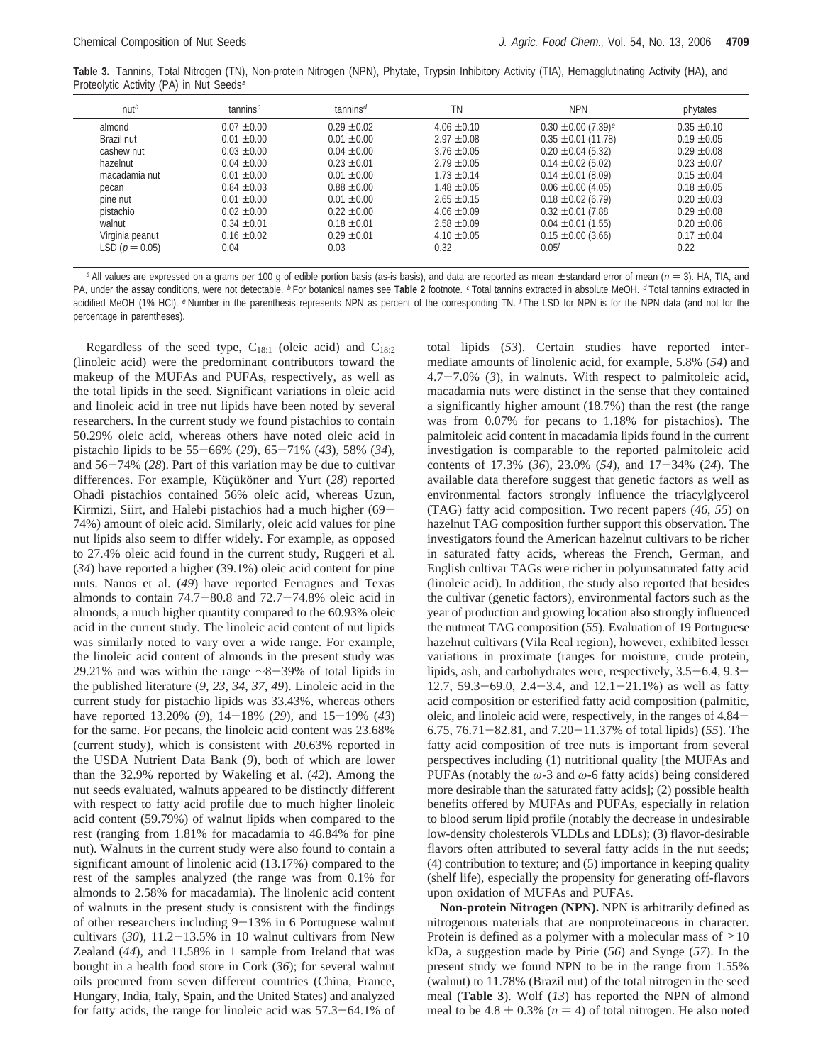**Table 3.** Tannins, Total Nitrogen (TN), Non-protein Nitrogen (NPN), Phytate, Trypsin Inhibitory Activity (TIA), Hemagglutinating Activity (HA), and Proteolytic Activity (PA) in Nut Seeds[a]

| nut[b] | tannins[c] | tannins[d] | TN | NPN | phytates |
|---|---|---|---|---|---|
| almond | 0.07 ± 0.00 | 0.29 ± 0.02 | 4.06 ± 0.10 | 0.30 ± 0.00 (7.39)[e] | 0.35 ± 0.10 |
| Brazil nut | 0.01 ± 0.00 | 0.01 ± 0.00 | 2.97 ± 0.08 | 0.35 ± 0.01 (11.78) | 0.19 ± 0.05 |
| cashew nut | 0.03 ± 0.00 | 0.04 ± 0.00 | 3.76 ± 0.05 | 0.20 ± 0.04 (5.32) | 0.29 ± 0.08 |
| hazelnut | 0.04 ± 0.00 | 0.23 ± 0.01 | 2.79 ± 0.05 | 0.14 ± 0.02 (5.02) | 0.23 ± 0.07 |
| macadamia nut | 0.01 ± 0.00 | 0.01 ± 0.00 | 1.73 ± 0.14 | 0.14 ± 0.01 (8.09) | 0.15 ± 0.04 |
| pecan | 0.84 ± 0.03 | 0.88 ± 0.00 | 1.48 ± 0.05 | 0.06 ± 0.00 (4.05) | 0.18 ± 0.05 |
| pine nut | 0.01 ± 0.00 | 0.01 ± 0.00 | 2.65 ± 0.15 | 0.18 ± 0.02 (6.79) | 0.20 ± 0.03 |
| pistachio | 0.02 ± 0.00 | 0.22 ± 0.00 | 4.06 ± 0.09 | 0.32 ± 0.01 (7.88 | 0.29 ± 0.08 |
| walnut | 0.34 ± 0.01 | 0.18 ± 0.01 | 2.58 ± 0.09 | 0.04 ± 0.01 (1.55) | 0.20 ± 0.06 |
| Virginia peanut | 0.16 ± 0.02 | 0.29 ± 0.01 | 4.10 ± 0.05 | 0.15 ± 0.00 (3.66) | 0.17 ± 0.04 |
| LSD ($p = 0.05$) | 0.04 | 0.03 | 0.32 | 0.05[f] | 0.22 |

[a] All values are expressed on a grams per 100 g of edible portion basis (as-is basis), and data are reported as mean ± standard error of mean ($n = 3$). HA, TIA, and PA, under the assay conditions, were not detectable. [b] For botanical names see **Table 2** footnote. [c] Total tannins extracted in absolute MeOH. [d] Total tannins extracted in acidified MeOH (1% HCl). [e] Number in the parenthesis represents NPN as percent of the corresponding TN. [f] The LSD for NPN is for the NPN data (and not for the percentage in parentheses).

Regardless of the seed type, $C_{18:1}$ (oleic acid) and $C_{18:2}$ (linoleic acid) were the predominant contributors toward the makeup of the MUFAs and PUFAs, respectively, as well as the total lipids in the seed. Significant variations in oleic acid and linoleic acid in tree nut lipids have been noted by several researchers. In the current study we found pistachios to contain 50.29% oleic acid, whereas others have noted oleic acid in pistachio lipids to be 55−66% (*29*), 65−71% (*43*), 58% (*34*), and 56−74% (*28*). Part of this variation may be due to cultivar differences. For example, Küçüköner and Yurt (*28*) reported Ohadi pistachios contained 56% oleic acid, whereas Uzun, Kirmizi, Siirt, and Halebi pistachios had a much higher (69−74%) amount of oleic acid. Similarly, oleic acid values for pine nut lipids also seem to differ widely. For example, as opposed to 27.4% oleic acid found in the current study, Ruggeri et al. (*34*) have reported a higher (39.1%) oleic acid content for pine nuts. Nanos et al. (*49*) have reported Ferragnes and Texas almonds to contain 74.7−80.8 and 72.7−74.8% oleic acid in almonds, a much higher quantity compared to the 60.93% oleic acid in the current study. The linoleic acid content of nut lipids was similarly noted to vary over a wide range. For example, the linoleic acid content of almonds in the present study was 29.21% and was within the range ∼8−39% of total lipids in the published literature (*9*, *23*, *34*, *37*, *49*). Linoleic acid in the current study for pistachio lipids was 33.43%, whereas others have reported 13.20% (*9*), 14−18% (*29*), and 15−19% (*43*) for the same. For pecans, the linoleic acid content was 23.68% (current study), which is consistent with 20.63% reported in the USDA Nutrient Data Bank (*9*), both of which are lower than the 32.9% reported by Wakeling et al. (*42*). Among the nut seeds evaluated, walnuts appeared to be distinctly different with respect to fatty acid profile due to much higher linoleic acid content (59.79%) of walnut lipids when compared to the rest (ranging from 1.81% for macadamia to 46.84% for pine nut). Walnuts in the current study were also found to contain a significant amount of linolenic acid (13.17%) compared to the rest of the samples analyzed (the range was from 0.1% for almonds to 2.58% for macadamia). The linolenic acid content of walnuts in the present study is consistent with the findings of other researchers including 9−13% in 6 Portuguese walnut cultivars (*30*), 11.2−13.5% in 10 walnut cultivars from New Zealand (*44*), and 11.58% in 1 sample from Ireland that was bought in a health food store in Cork (*36*); for several walnut oils procured from seven different countries (China, France, Hungary, India, Italy, Spain, and the United States) and analyzed for fatty acids, the range for linoleic acid was 57.3−64.1% of total lipids (*53*). Certain studies have reported intermediate amounts of linolenic acid, for example, 5.8% (*54*) and 4.7−7.0% (*3*), in walnuts. With respect to palmitoleic acid, macadamia nuts were distinct in the sense that they contained a significantly higher amount (18.7%) than the rest (the range was from 0.07% for pecans to 1.18% for pistachios). The palmitoleic acid content in macadamia lipids found in the current investigation is comparable to the reported palmitoleic acid contents of 17.3% (*36*), 23.0% (*54*), and 17−34% (*24*). The available data therefore suggest that genetic factors as well as environmental factors strongly influence the triacylglycerol (TAG) fatty acid composition. Two recent papers (*46*, *55*) on hazelnut TAG composition further support this observation. The investigators found the American hazelnut cultivars to be richer in saturated fatty acids, whereas the French, German, and English cultivar TAGs were richer in polyunsaturated fatty acid (linoleic acid). In addition, the study also reported that besides the cultivar (genetic factors), environmental factors such as the year of production and growing location also strongly influenced the nutmeat TAG composition (*55*). Evaluation of 19 Portuguese hazelnut cultivars (Vila Real region), however, exhibited lesser variations in proximate (ranges for moisture, crude protein, lipids, ash, and carbohydrates were, respectively, 3.5−6.4, 9.3−12.7, 59.3−69.0, 2.4−3.4, and 12.1−21.1%) as well as fatty acid composition or esterified fatty acid composition (palmitic, oleic, and linoleic acid were, respectively, in the ranges of 4.84−6.75, 76.71−82.81, and 7.20−11.37% of total lipids) (*55*). The fatty acid composition of tree nuts is important from several perspectives including (1) nutritional quality [the MUFAs and PUFAs (notably the $\omega$-3 and $\omega$-6 fatty acids) being considered more desirable than the saturated fatty acids]; (2) possible health benefits offered by MUFAs and PUFAs, especially in relation to blood serum lipid profile (notably the decrease in undesirable low-density cholesterols VLDLs and LDLs); (3) flavor-desirable flavors often attributed to several fatty acids in the nut seeds; (4) contribution to texture; and (5) importance in keeping quality (shelf life), especially the propensity for generating off-flavors upon oxidation of MUFAs and PUFAs.

**Non-protein Nitrogen (NPN).** NPN is arbitrarily defined as nitrogenous materials that are nonproteinaceous in character. Protein is defined as a polymer with a molecular mass of >10 kDa, a suggestion made by Pirie (*56*) and Synge (*57*). In the present study we found NPN to be in the range from 1.55% (walnut) to 11.78% (Brazil nut) of the total nitrogen in the seed meal (**Table 3**). Wolf (*13*) has reported the NPN of almond meal to be 4.8 ± 0.3% ($n = 4$) of total nitrogen. He also noted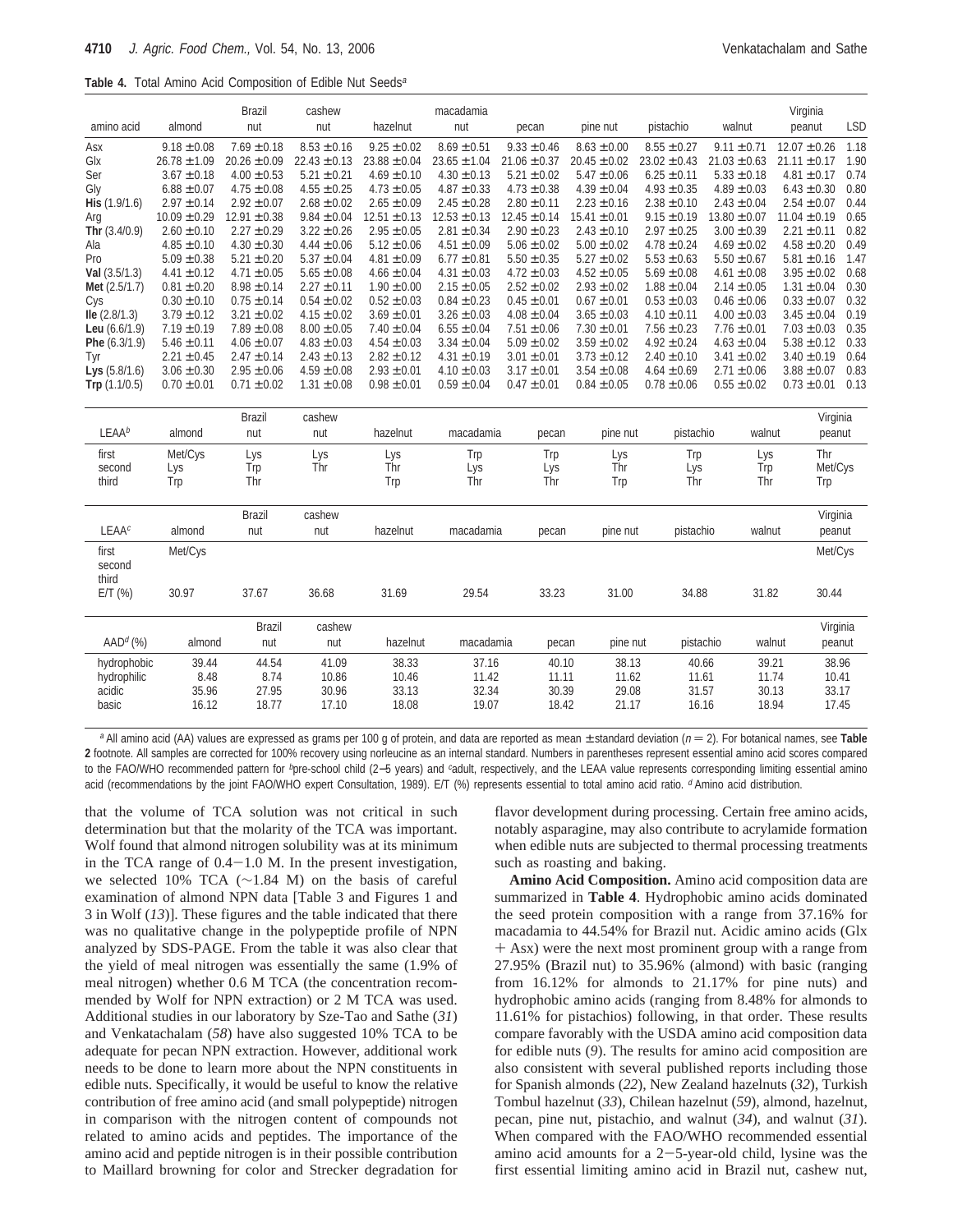**Table 4.** Total Amino Acid Composition of Edible Nut Seeds[a]

| amino acid | almond | Brazil nut | cashew nut | hazelnut | macadamia nut | pecan | pine nut | pistachio | walnut | Virginia peanut | LSD |
|---|---|---|---|---|---|---|---|---|---|---|---|
| Asx | 9.18 ± 0.08 | 7.69 ± 0.18 | 8.53 ± 0.16 | 9.25 ± 0.02 | 8.69 ± 0.51 | 9.33 ± 0.46 | 8.63 ± 0.00 | 8.55 ± 0.27 | 9.11 ± 0.71 | 12.07 ± 0.26 | 1.18 |
| Glx | 26.78 ± 1.09 | 20.26 ± 0.09 | 22.43 ± 0.13 | 23.88 ± 0.04 | 23.65 ± 1.04 | 21.06 ± 0.37 | 20.45 ± 0.02 | 23.02 ± 0.43 | 21.03 ± 0.63 | 21.11 ± 0.17 | 1.90 |
| Ser | 3.67 ± 0.18 | 4.00 ± 0.53 | 5.21 ± 0.21 | 4.69 ± 0.10 | 4.30 ± 0.13 | 5.21 ± 0.02 | 5.47 ± 0.06 | 6.25 ± 0.11 | 5.33 ± 0.18 | 4.81 ± 0.17 | 0.74 |
| Gly | 6.88 ± 0.07 | 4.75 ± 0.08 | 4.55 ± 0.25 | 4.73 ± 0.05 | 4.87 ± 0.33 | 4.73 ± 0.38 | 4.39 ± 0.04 | 4.93 ± 0.35 | 4.89 ± 0.03 | 6.43 ± 0.30 | 0.80 |
| **His** (1.9/1.6) | 2.97 ± 0.14 | 2.92 ± 0.07 | 2.68 ± 0.02 | 2.65 ± 0.09 | 2.45 ± 0.28 | 2.80 ± 0.11 | 2.23 ± 0.16 | 2.38 ± 0.10 | 2.43 ± 0.04 | 2.54 ± 0.07 | 0.44 |
| Arg | 10.09 ± 0.29 | 12.91 ± 0.38 | 9.84 ± 0.04 | 12.51 ± 0.13 | 12.53 ± 0.13 | 12.45 ± 0.14 | 15.41 ± 0.01 | 9.15 ± 0.19 | 13.80 ± 0.07 | 11.04 ± 0.19 | 0.65 |
| **Thr** (3.4/0.9) | 2.60 ± 0.10 | 2.27 ± 0.29 | 3.22 ± 0.26 | 2.95 ± 0.05 | 2.81 ± 0.34 | 2.90 ± 0.23 | 2.43 ± 0.10 | 2.97 ± 0.25 | 3.00 ± 0.39 | 2.21 ± 0.11 | 0.82 |
| Ala | 4.85 ± 0.10 | 4.30 ± 0.30 | 4.44 ± 0.06 | 5.12 ± 0.06 | 4.51 ± 0.09 | 5.06 ± 0.02 | 5.00 ± 0.02 | 4.78 ± 0.24 | 4.69 ± 0.02 | 4.58 ± 0.20 | 0.49 |
| Pro | 5.09 ± 0.38 | 5.21 ± 0.20 | 5.37 ± 0.04 | 4.81 ± 0.09 | 6.77 ± 0.81 | 5.50 ± 0.35 | 5.27 ± 0.02 | 5.53 ± 0.63 | 5.50 ± 0.67 | 5.81 ± 0.16 | 1.47 |
| **Val** (3.5/1.3) | 4.41 ± 0.12 | 4.71 ± 0.05 | 5.65 ± 0.08 | 4.66 ± 0.04 | 4.31 ± 0.03 | 4.72 ± 0.03 | 4.52 ± 0.05 | 5.69 ± 0.08 | 4.61 ± 0.08 | 3.95 ± 0.02 | 0.68 |
| **Met** (2.5/1.7) | 0.81 ± 0.20 | 8.98 ± 0.14 | 2.27 ± 0.11 | 1.90 ± 0.00 | 2.15 ± 0.05 | 2.52 ± 0.02 | 2.93 ± 0.02 | 1.88 ± 0.04 | 2.14 ± 0.05 | 1.31 ± 0.04 | 0.30 |
| Cys | 0.30 ± 0.10 | 0.75 ± 0.14 | 0.54 ± 0.02 | 0.52 ± 0.03 | 0.84 ± 0.23 | 0.45 ± 0.01 | 0.67 ± 0.01 | 0.53 ± 0.03 | 0.46 ± 0.06 | 0.33 ± 0.07 | 0.32 |
| **Ile** (2.8/1.3) | 3.79 ± 0.12 | 3.21 ± 0.02 | 4.15 ± 0.02 | 3.69 ± 0.01 | 3.26 ± 0.03 | 4.08 ± 0.04 | 3.65 ± 0.03 | 4.10 ± 0.11 | 4.00 ± 0.03 | 3.45 ± 0.04 | 0.19 |
| **Leu** (6.6/1.9) | 7.19 ± 0.19 | 7.89 ± 0.08 | 8.00 ± 0.05 | 7.40 ± 0.04 | 6.55 ± 0.04 | 7.51 ± 0.06 | 7.30 ± 0.01 | 7.56 ± 0.23 | 7.76 ± 0.01 | 7.03 ± 0.03 | 0.35 |
| **Phe** (6.3/1.9) | 5.46 ± 0.11 | 4.06 ± 0.07 | 4.83 ± 0.03 | 4.54 ± 0.03 | 3.34 ± 0.04 | 5.09 ± 0.02 | 3.59 ± 0.02 | 4.92 ± 0.24 | 4.63 ± 0.04 | 5.38 ± 0.12 | 0.33 |
| Tyr | 2.21 ± 0.45 | 2.47 ± 0.14 | 2.43 ± 0.13 | 2.82 ± 0.12 | 4.31 ± 0.19 | 3.01 ± 0.01 | 3.73 ± 0.12 | 2.40 ± 0.10 | 3.41 ± 0.02 | 3.40 ± 0.19 | 0.64 |
| **Lys** (5.8/1.6) | 3.06 ± 0.30 | 2.95 ± 0.06 | 4.59 ± 0.08 | 2.93 ± 0.01 | 4.10 ± 0.03 | 3.17 ± 0.01 | 3.54 ± 0.08 | 4.64 ± 0.69 | 2.71 ± 0.06 | 3.88 ± 0.07 | 0.83 |
| **Trp** (1.1/0.5) | 0.70 ± 0.01 | 0.71 ± 0.02 | 1.31 ± 0.08 | 0.98 ± 0.01 | 0.59 ± 0.04 | 0.47 ± 0.01 | 0.84 ± 0.05 | 0.78 ± 0.06 | 0.55 ± 0.02 | 0.73 ± 0.01 | 0.13 |

| LEAA[b] | almond | Brazil nut | cashew nut | hazelnut | macadamia | pecan | pine nut | pistachio | walnut | Virginia peanut |
|---|---|---|---|---|---|---|---|---|---|---|
| first | Met/Cys | Lys | Lys | Lys | Trp | Trp | Lys | Trp | Lys | Thr |
| second | Lys | Trp | Thr | Thr | Lys | Lys | Thr | Lys | Trp | Met/Cys |
| third | Trp | Thr | | Trp | Thr | Thr | Trp | Thr | Thr | Trp |

| LEAA[c] | almond | Brazil nut | cashew nut | hazelnut | macadamia | pecan | pine nut | pistachio | walnut | Virginia peanut |
|---|---|---|---|---|---|---|---|---|---|---|
| first | Met/Cys | | | | | | | | | Met/Cys |
| second | | | | | | | | | | |
| third | | | | | | | | | | |
| E/T (%) | 30.97 | 37.67 | 36.68 | 31.69 | 29.54 | 33.23 | 31.00 | 34.88 | 31.82 | 30.44 |

| AAD[d] (%) | almond | Brazil nut | cashew nut | hazelnut | macadamia | pecan | pine nut | pistachio | walnut | Virginia peanut |
|---|---|---|---|---|---|---|---|---|---|---|
| hydrophobic | 39.44 | 44.54 | 41.09 | 38.33 | 37.16 | 40.10 | 38.13 | 40.66 | 39.21 | 38.96 |
| hydrophilic | 8.48 | 8.74 | 10.86 | 10.46 | 11.42 | 11.11 | 11.62 | 11.61 | 11.74 | 10.41 |
| acidic | 35.96 | 27.95 | 30.96 | 33.13 | 32.34 | 30.39 | 29.08 | 31.57 | 30.13 | 33.17 |
| basic | 16.12 | 18.77 | 17.10 | 18.08 | 19.07 | 18.42 | 21.17 | 16.16 | 18.94 | 17.45 |

[a] All amino acid (AA) values are expressed as grams per 100 g of protein, and data are reported as mean ± standard deviation ($n = 2$). For botanical names, see **Table 2** footnote. All samples are corrected for 100% recovery using norleucine as an internal standard. Numbers in parentheses represent essential amino acid scores compared to the FAO/WHO recommended pattern for [b]pre-school child (2–5 years) and [c]adult, respectively, and the LEAA value represents corresponding limiting essential amino acid (recommendations by the joint FAO/WHO expert Consultation, 1989). E/T (%) represents essential to total amino acid ratio. [d] Amino acid distribution.

that the volume of TCA solution was not critical in such determination but that the molarity of the TCA was important. Wolf found that almond nitrogen solubility was at its minimum in the TCA range of 0.4–1.0 M. In the present investigation, we selected 10% TCA (~1.84 M) on the basis of careful examination of almond NPN data [Table 3 and Figures 1 and 3 in Wolf (*13*)]. These figures and the table indicated that there was no qualitative change in the polypeptide profile of NPN analyzed by SDS-PAGE. From the table it was also clear that the yield of meal nitrogen was essentially the same (1.9% of meal nitrogen) whether 0.6 M TCA (the concentration recommended by Wolf for NPN extraction) or 2 M TCA was used. Additional studies in our laboratory by Sze-Tao and Sathe (*31*) and Venkatachalam (*58*) have also suggested 10% TCA to be adequate for pecan NPN extraction. However, additional work needs to be done to learn more about the NPN constituents in edible nuts. Specifically, it would be useful to know the relative contribution of free amino acid (and small polypeptide) nitrogen in comparison with the nitrogen content of compounds not related to amino acids and peptides. The importance of the amino acid and peptide nitrogen is in their possible contribution to Maillard browning for color and Strecker degradation for flavor development during processing. Certain free amino acids, notably asparagine, may also contribute to acrylamide formation when edible nuts are subjected to thermal processing treatments such as roasting and baking.

**Amino Acid Composition.** Amino acid composition data are summarized in **Table 4**. Hydrophobic amino acids dominated the seed protein composition with a range from 37.16% for macadamia to 44.54% for Brazil nut. Acidic amino acids (Glx + Asx) were the next most prominent group with a range from 27.95% (Brazil nut) to 35.96% (almond) with basic (ranging from 16.12% for almonds to 21.17% for pine nuts) and hydrophobic amino acids (ranging from 8.48% for almonds to 11.61% for pistachios) following, in that order. These results compare favorably with the USDA amino acid composition data for edible nuts (*9*). The results for amino acid composition are also consistent with several published reports including those for Spanish almonds (*22*), New Zealand hazelnuts (*32*), Turkish Tombul hazelnut (*33*), Chilean hazelnut (*59*), almond, hazelnut, pecan, pine nut, pistachio, and walnut (*34*), and walnut (*31*). When compared with the FAO/WHO recommended essential amino acid amounts for a 2–5-year-old child, lysine was the first essential limiting amino acid in Brazil nut, cashew nut,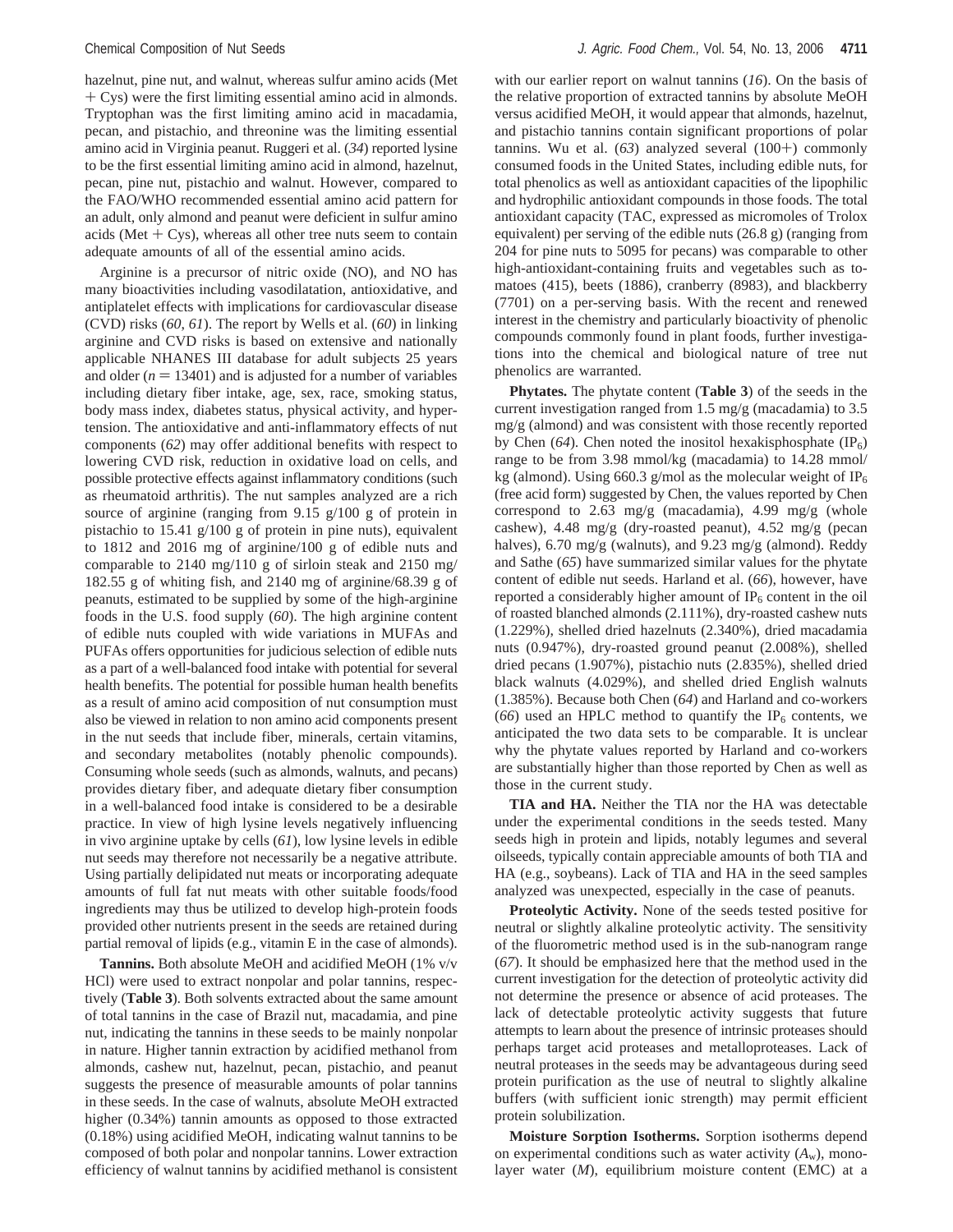hazelnut, pine nut, and walnut, whereas sulfur amino acids (Met + Cys) were the first limiting essential amino acid in almonds. Tryptophan was the first limiting amino acid in macadamia, pecan, and pistachio, and threonine was the limiting essential amino acid in Virginia peanut. Ruggeri et al. (*34*) reported lysine to be the first essential limiting amino acid in almond, hazelnut, pecan, pine nut, pistachio and walnut. However, compared to the FAO/WHO recommended essential amino acid pattern for an adult, only almond and peanut were deficient in sulfur amino acids (Met + Cys), whereas all other tree nuts seem to contain adequate amounts of all of the essential amino acids.

Arginine is a precursor of nitric oxide (NO), and NO has many bioactivities including vasodilatation, antioxidative, and antiplatelet effects with implications for cardiovascular disease (CVD) risks (*60*, *61*). The report by Wells et al. (*60*) in linking arginine and CVD risks is based on extensive and nationally applicable NHANES III database for adult subjects 25 years and older ($n = 13401$) and is adjusted for a number of variables including dietary fiber intake, age, sex, race, smoking status, body mass index, diabetes status, physical activity, and hypertension. The antioxidative and anti-inflammatory effects of nut components (*62*) may offer additional benefits with respect to lowering CVD risk, reduction in oxidative load on cells, and possible protective effects against inflammatory conditions (such as rheumatoid arthritis). The nut samples analyzed are a rich source of arginine (ranging from 9.15 g/100 g of protein in pistachio to 15.41 g/100 g of protein in pine nuts), equivalent to 1812 and 2016 mg of arginine/100 g of edible nuts and comparable to 2140 mg/110 g of sirloin steak and 2150 mg/182.55 g of whiting fish, and 2140 mg of arginine/68.39 g of peanuts, estimated to be supplied by some of the high-arginine foods in the U.S. food supply (*60*). The high arginine content of edible nuts coupled with wide variations in MUFAs and PUFAs offers opportunities for judicious selection of edible nuts as a part of a well-balanced food intake with potential for several health benefits. The potential for possible human health benefits as a result of amino acid composition of nut consumption must also be viewed in relation to non amino acid components present in the nut seeds that include fiber, minerals, certain vitamins, and secondary metabolites (notably phenolic compounds). Consuming whole seeds (such as almonds, walnuts, and pecans) provides dietary fiber, and adequate dietary fiber consumption in a well-balanced food intake is considered to be a desirable practice. In view of high lysine levels negatively influencing in vivo arginine uptake by cells (*61*), low lysine levels in edible nut seeds may therefore not necessarily be a negative attribute. Using partially delipidated nut meats or incorporating adequate amounts of full fat nut meats with other suitable foods/food ingredients may thus be utilized to develop high-protein foods provided other nutrients present in the seeds are retained during partial removal of lipids (e.g., vitamin E in the case of almonds).

**Tannins.** Both absolute MeOH and acidified MeOH (1% v/v HCl) were used to extract nonpolar and polar tannins, respectively (**Table 3**). Both solvents extracted about the same amount of total tannins in the case of Brazil nut, macadamia, and pine nut, indicating the tannins in these seeds to be mainly nonpolar in nature. Higher tannin extraction by acidified methanol from almonds, cashew nut, hazelnut, pecan, pistachio, and peanut suggests the presence of measurable amounts of polar tannins in these seeds. In the case of walnuts, absolute MeOH extracted higher (0.34%) tannin amounts as opposed to those extracted (0.18%) using acidified MeOH, indicating walnut tannins to be composed of both polar and nonpolar tannins. Lower extraction efficiency of walnut tannins by acidified methanol is consistent with our earlier report on walnut tannins (*16*). On the basis of the relative proportion of extracted tannins by absolute MeOH versus acidified MeOH, it would appear that almonds, hazelnut, and pistachio tannins contain significant proportions of polar tannins. Wu et al. (*63*) analyzed several (100+) commonly consumed foods in the United States, including edible nuts, for total phenolics as well as antioxidant capacities of the lipophilic and hydrophilic antioxidant compounds in those foods. The total antioxidant capacity (TAC, expressed as micromoles of Trolox equivalent) per serving of the edible nuts (26.8 g) (ranging from 204 for pine nuts to 5095 for pecans) was comparable to other high-antioxidant-containing fruits and vegetables such as tomatoes (415), beets (1886), cranberry (8983), and blackberry (7701) on a per-serving basis. With the recent and renewed interest in the chemistry and particularly bioactivity of phenolic compounds commonly found in plant foods, further investigations into the chemical and biological nature of tree nut phenolics are warranted.

**Phytates.** The phytate content (**Table 3**) of the seeds in the current investigation ranged from 1.5 mg/g (macadamia) to 3.5 mg/g (almond) and was consistent with those recently reported by Chen (*64*). Chen noted the inositol hexakisphosphate ($IP_6$) range to be from 3.98 mmol/kg (macadamia) to 14.28 mmol/kg (almond). Using 660.3 g/mol as the molecular weight of $IP_6$ (free acid form) suggested by Chen, the values reported by Chen correspond to 2.63 mg/g (macadamia), 4.99 mg/g (whole cashew), 4.48 mg/g (dry-roasted peanut), 4.52 mg/g (pecan halves), 6.70 mg/g (walnuts), and 9.23 mg/g (almond). Reddy and Sathe (*65*) have summarized similar values for the phytate content of edible nut seeds. Harland et al. (*66*), however, have reported a considerably higher amount of $IP_6$ content in the oil of roasted blanched almonds (2.111%), dry-roasted cashew nuts (1.229%), shelled dried hazelnuts (2.340%), dried macadamia nuts (0.947%), dry-roasted ground peanut (2.008%), shelled dried pecans (1.907%), pistachio nuts (2.835%), shelled dried black walnuts (4.029%), and shelled dried English walnuts (1.385%). Because both Chen (*64*) and Harland and co-workers (*66*) used an HPLC method to quantify the $IP_6$ contents, we anticipated the two data sets to be comparable. It is unclear why the phytate values reported by Harland and co-workers are substantially higher than those reported by Chen as well as those in the current study.

**TIA and HA.** Neither the TIA nor the HA was detectable under the experimental conditions in the seeds tested. Many seeds high in protein and lipids, notably legumes and several oilseeds, typically contain appreciable amounts of both TIA and HA (e.g., soybeans). Lack of TIA and HA in the seed samples analyzed was unexpected, especially in the case of peanuts.

**Proteolytic Activity.** None of the seeds tested positive for neutral or slightly alkaline proteolytic activity. The sensitivity of the fluorometric method used is in the sub-nanogram range (*67*). It should be emphasized here that the method used in the current investigation for the detection of proteolytic activity did not determine the presence or absence of acid proteases. The lack of detectable proteolytic activity suggests that future attempts to learn about the presence of intrinsic proteases should perhaps target acid proteases and metalloproteases. Lack of neutral proteases in the seeds may be advantageous during seed protein purification as the use of neutral to slightly alkaline buffers (with sufficient ionic strength) may permit efficient protein solubilization.

**Moisture Sorption Isotherms.** Sorption isotherms depend on experimental conditions such as water activity ($A_w$), monolayer water ($M$), equilibrium moisture content (EMC) at a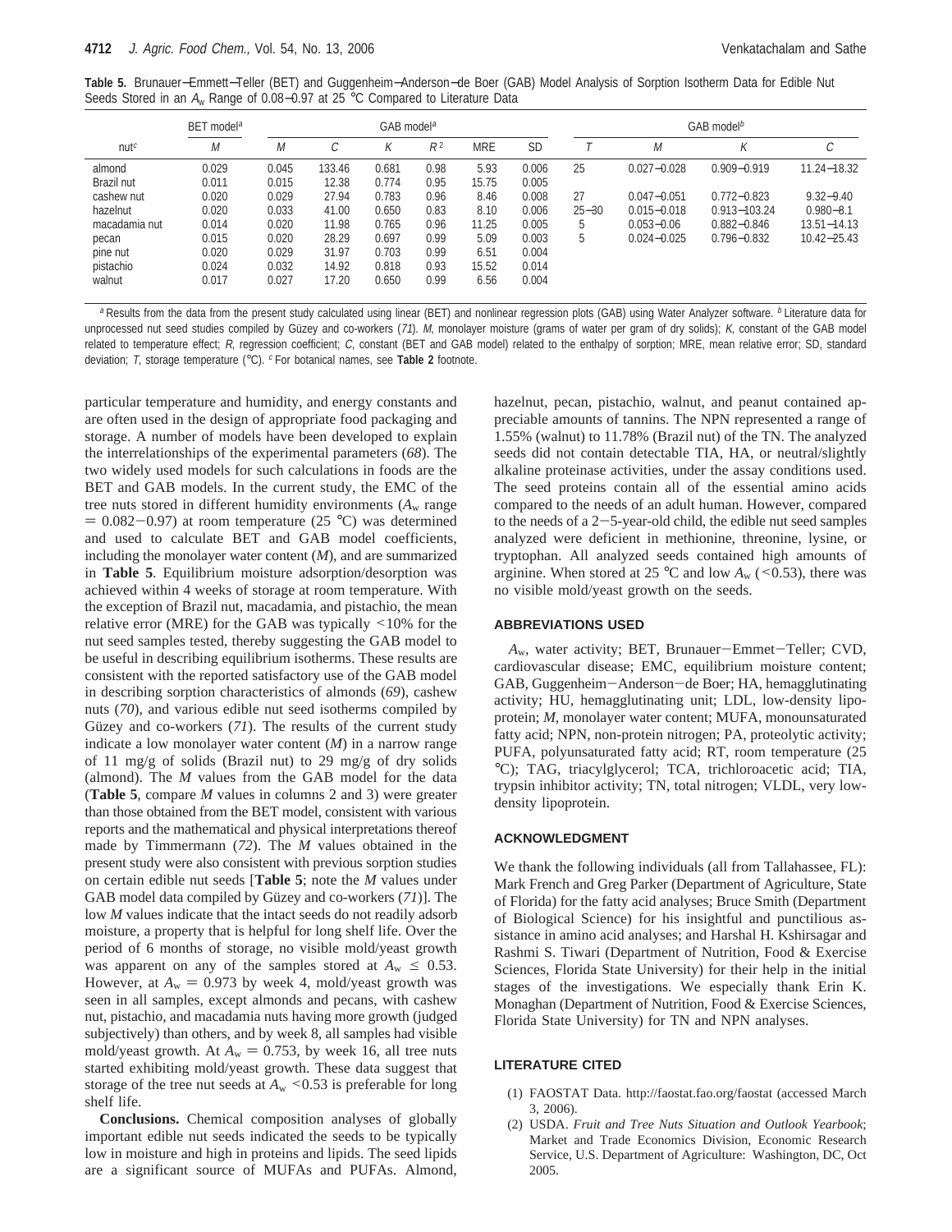**Table 5.** Brunauer−Emmett−Teller (BET) and Guggenheim−Anderson−de Boer (GAB) Model Analysis of Sorption Isotherm Data for Edible Nut Seeds Stored in an $A_w$ Range of 0.08−0.97 at 25 °C Compared to Literature Data

| nut[c] | BET model[a] | GAB model[a] | | | | | | GAB model[b] | | | |
|---|---|---|---|---|---|---|---|---|---|---|---|
| | *M* | *M* | *C* | *K* | $R^2$ | MRE | SD | *T* | *M* | *K* | *C* |
| almond | 0.029 | 0.045 | 133.46 | 0.681 | 0.98 | 5.93 | 0.006 | 25 | 0.027−0.028 | 0.909−0.919 | 11.24−18.32 |
| Brazil nut | 0.011 | 0.015 | 12.38 | 0.774 | 0.95 | 15.75 | 0.005 | | | | |
| cashew nut | 0.020 | 0.029 | 27.94 | 0.783 | 0.96 | 8.46 | 0.008 | 27 | 0.047−0.051 | 0.772−0.823 | 9.32−9.40 |
| hazelnut | 0.020 | 0.033 | 41.00 | 0.650 | 0.83 | 8.10 | 0.006 | 25−30 | 0.015−0.018 | 0.913−103.24 | 0.980−8.1 |
| macadamia nut | 0.014 | 0.020 | 11.98 | 0.765 | 0.96 | 11.25 | 0.005 | 5 | 0.053−0.06 | 0.882−0.846 | 13.51−14.13 |
| pecan | 0.015 | 0.020 | 28.29 | 0.697 | 0.99 | 5.09 | 0.003 | 5 | 0.024−0.025 | 0.796−0.832 | 10.42−25.43 |
| pine nut | 0.020 | 0.029 | 31.97 | 0.703 | 0.99 | 6.51 | 0.004 | | | | |
| pistachio | 0.024 | 0.032 | 14.92 | 0.818 | 0.93 | 15.52 | 0.014 | | | | |
| walnut | 0.017 | 0.027 | 17.20 | 0.650 | 0.99 | 6.56 | 0.004 | | | | |

[a] Results from the data from the present study calculated using linear (BET) and nonlinear regression plots (GAB) using Water Analyzer software. [b] Literature data for unprocessed nut seed studies compiled by Güzey and co-workers (*71*). *M*, monolayer moisture (grams of water per gram of dry solids); *K*, constant of the GAB model related to temperature effect; *R*, regression coefficient; *C*, constant (BET and GAB model) related to the enthalpy of sorption; MRE, mean relative error; SD, standard deviation; *T*, storage temperature (°C). [c] For botanical names, see **Table 2** footnote.

particular temperature and humidity, and energy constants and are often used in the design of appropriate food packaging and storage. A number of models have been developed to explain the interrelationships of the experimental parameters (*68*). The two widely used models for such calculations in foods are the BET and GAB models. In the current study, the EMC of the tree nuts stored in different humidity environments ($A_w$ range = 0.082−0.97) at room temperature (25 °C) was determined and used to calculate BET and GAB model coefficients, including the monolayer water content (*M*), and are summarized in **Table 5**. Equilibrium moisture adsorption/desorption was achieved within 4 weeks of storage at room temperature. With the exception of Brazil nut, macadamia, and pistachio, the mean relative error (MRE) for the GAB was typically <10% for the nut seed samples tested, thereby suggesting the GAB model to be useful in describing equilibrium isotherms. These results are consistent with the reported satisfactory use of the GAB model in describing sorption characteristics of almonds (*69*), cashew nuts (*70*), and various edible nut seed isotherms compiled by Güzey and co-workers (*71*). The results of the current study indicate a low monolayer water content (*M*) in a narrow range of 11 mg/g of solids (Brazil nut) to 29 mg/g of dry solids (almond). The *M* values from the GAB model for the data (**Table 5**, compare *M* values in columns 2 and 3) were greater than those obtained from the BET model, consistent with various reports and the mathematical and physical interpretations thereof made by Timmermann (*72*). The *M* values obtained in the present study were also consistent with previous sorption studies on certain edible nut seeds [**Table 5**; note the *M* values under GAB model data compiled by Güzey and co-workers (*71*)]. The low *M* values indicate that the intact seeds do not readily adsorb moisture, a property that is helpful for long shelf life. Over the period of 6 months of storage, no visible mold/yeast growth was apparent on any of the samples stored at $A_w \leq 0.53$. However, at $A_w = 0.973$ by week 4, mold/yeast growth was seen in all samples, except almonds and pecans, with cashew nut, pistachio, and macadamia nuts having more growth (judged subjectively) than others, and by week 8, all samples had visible mold/yeast growth. At $A_w = 0.753$, by week 16, all tree nuts started exhibiting mold/yeast growth. These data suggest that storage of the tree nut seeds at $A_w < 0.53$ is preferable for long shelf life.

**Conclusions.** Chemical composition analyses of globally important edible nut seeds indicated the seeds to be typically low in moisture and high in proteins and lipids. The seed lipids are a significant source of MUFAs and PUFAs. Almond, hazelnut, pecan, pistachio, walnut, and peanut contained appreciable amounts of tannins. The NPN represented a range of 1.55% (walnut) to 11.78% (Brazil nut) of the TN. The analyzed seeds did not contain detectable TIA, HA, or neutral/slightly alkaline proteinase activities, under the assay conditions used. The seed proteins contain all of the essential amino acids compared to the needs of an adult human. However, compared to the needs of a 2−5-year-old child, the edible nut seed samples analyzed were deficient in methionine, threonine, lysine, or tryptophan. All analyzed seeds contained high amounts of arginine. When stored at 25 °C and low $A_w$ (<0.53), there was no visible mold/yeast growth on the seeds.

## ABBREVIATIONS USED

$A_w$, water activity; BET, Brunauer−Emmet−Teller; CVD, cardiovascular disease; EMC, equilibrium moisture content; GAB, Guggenheim−Anderson−de Boer; HA, hemagglutinating activity; HU, hemagglutinating unit; LDL, low-density lipoprotein; *M*, monolayer water content; MUFA, monounsaturated fatty acid; NPN, non-protein nitrogen; PA, proteolytic activity; PUFA, polyunsaturated fatty acid; RT, room temperature (25 °C); TAG, triacylglycerol; TCA, trichloroacetic acid; TIA, trypsin inhibitor activity; TN, total nitrogen; VLDL, very low-density lipoprotein.

## ACKNOWLEDGMENT

We thank the following individuals (all from Tallahassee, FL): Mark French and Greg Parker (Department of Agriculture, State of Florida) for the fatty acid analyses; Bruce Smith (Department of Biological Science) for his insightful and punctilious assistance in amino acid analyses; and Harshal H. Kshirsagar and Rashmi S. Tiwari (Department of Nutrition, Food & Exercise Sciences, Florida State University) for their help in the initial stages of the investigations. We especially thank Erin K. Monaghan (Department of Nutrition, Food & Exercise Sciences, Florida State University) for TN and NPN analyses.

## LITERATURE CITED

(1) FAOSTAT Data. http://faostat.fao.org/faostat (accessed March 3, 2006).

(2) USDA. *Fruit and Tree Nuts Situation and Outlook Yearbook*; Market and Trade Economics Division, Economic Research Service, U.S. Department of Agriculture: Washington, DC, Oct 2005.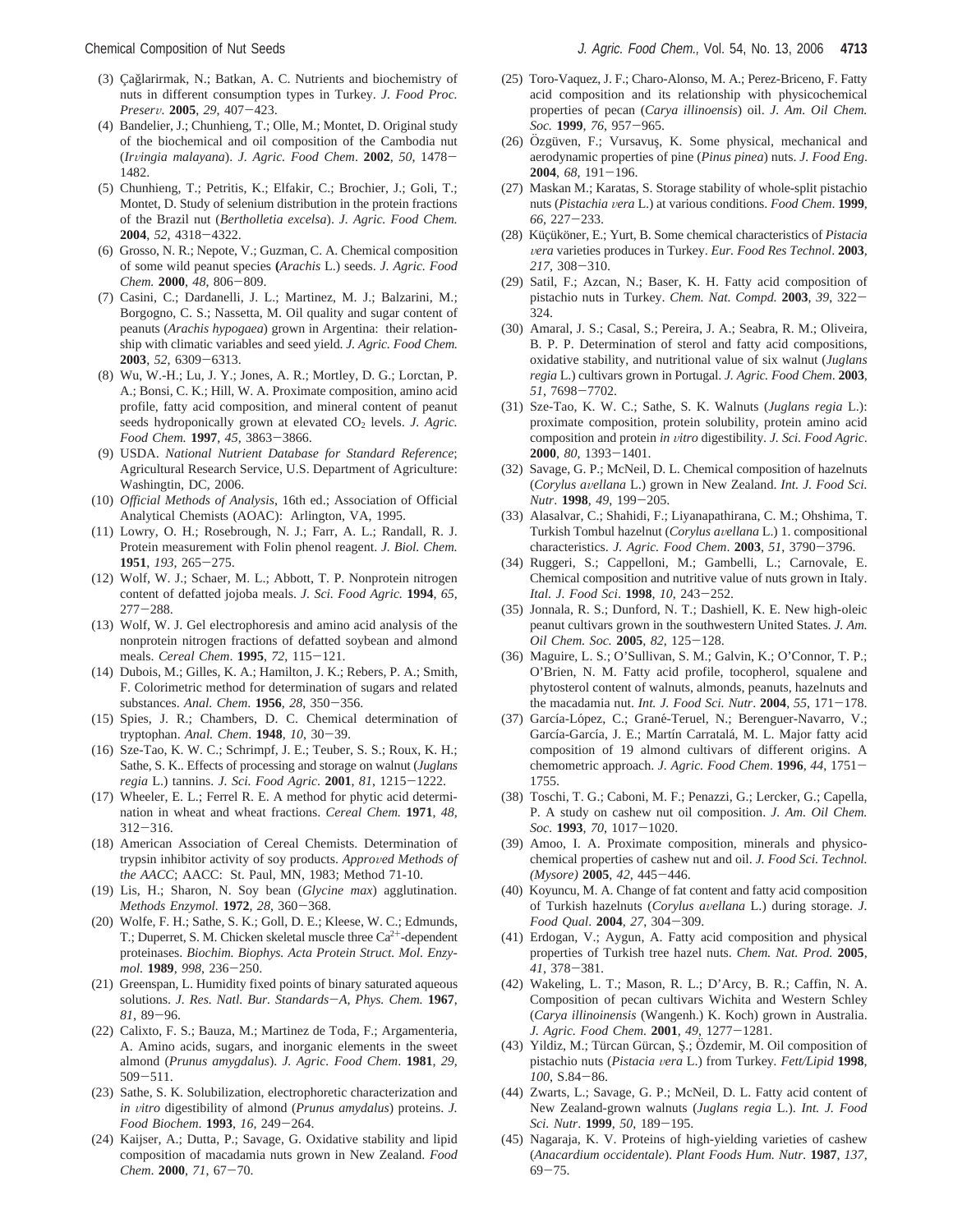(3) Çağlarirmak, N.; Batkan, A. C. Nutrients and biochemistry of nuts in different consumption types in Turkey. *J. Food Proc. Preserv.* **2005**, *29*, 407−423.

(4) Bandelier, J.; Chunhieng, T.; Olle, M.; Montet, D. Original study of the biochemical and oil composition of the Cambodia nut (*Irvingia malayana*). *J. Agric. Food Chem*. **2002**, *50*, 1478−1482.

(5) Chunhieng, T.; Petritis, K.; Elfakir, C.; Brochier, J.; Goli, T.; Montet, D. Study of selenium distribution in the protein fractions of the Brazil nut (*Bertholletia excelsa*). *J. Agric. Food Chem.* **2004**, *52*, 4318−4322.

(6) Grosso, N. R.; Nepote, V.; Guzman, C. A. Chemical composition of some wild peanut species **(***Arachis* L.) seeds. *J. Agric. Food Chem.* **2000**, *48*, 806−809.

(7) Casini, C.; Dardanelli, J. L.; Martinez, M. J.; Balzarini, M.; Borgogno, C. S.; Nassetta, M. Oil quality and sugar content of peanuts (*Arachis hypogaea*) grown in Argentina: their relationship with climatic variables and seed yield. *J. Agric. Food Chem.* **2003**, *52*, 6309−6313.

(8) Wu, W.-H.; Lu, J. Y.; Jones, A. R.; Mortley, D. G.; Lorctan, P. A.; Bonsi, C. K.; Hill, W. A. Proximate composition, amino acid profile, fatty acid composition, and mineral content of peanut seeds hydroponically grown at elevated $CO_2$ levels. *J. Agric. Food Chem.* **1997**, *45*, 3863−3866.

(9) USDA. *National Nutrient Database for Standard Reference*; Agricultural Research Service, U.S. Department of Agriculture: Washingtin, DC, 2006.

(10) *Official Methods of Analysis*, 16th ed.; Association of Official Analytical Chemists (AOAC): Arlington, VA, 1995.

(11) Lowry, O. H.; Rosebrough, N. J.; Farr, A. L.; Randall, R. J. Protein measurement with Folin phenol reagent. *J. Biol. Chem.* **1951**, *193*, 265−275.

(12) Wolf, W. J.; Schaer, M. L.; Abbott, T. P. Nonprotein nitrogen content of defatted jojoba meals. *J. Sci. Food Agric.* **1994**, *65*, 277−288.

(13) Wolf, W. J. Gel electrophoresis and amino acid analysis of the nonprotein nitrogen fractions of defatted soybean and almond meals. *Cereal Chem*. **1995**, *72*, 115−121.

(14) Dubois, M.; Gilles, K. A.; Hamilton, J. K.; Rebers, P. A.; Smith, F. Colorimetric method for determination of sugars and related substances. *Anal. Chem*. **1956**, *28*, 350−356.

(15) Spies, J. R.; Chambers, D. C. Chemical determination of tryptophan. *Anal. Chem*. **1948**, *10*, 30−39.

(16) Sze-Tao, K. W. C.; Schrimpf, J. E.; Teuber, S. S.; Roux, K. H.; Sathe, S. K.. Effects of processing and storage on walnut (*Juglans regia* L.) tannins. *J. Sci. Food Agric*. **2001**, *81*, 1215−1222.

(17) Wheeler, E. L.; Ferrel R. E. A method for phytic acid determination in wheat and wheat fractions. *Cereal Chem.* **1971**, *48*, 312−316.

(18) American Association of Cereal Chemists. Determination of trypsin inhibitor activity of soy products. *Approved Methods of the AACC*; AACC: St. Paul, MN, 1983; Method 71-10.

(19) Lis, H.; Sharon, N. Soy bean (*Glycine max*) agglutination. *Methods Enzymol.* **1972**, *28*, 360−368.

(20) Wolfe, F. H.; Sathe, S. K.; Goll, D. E.; Kleese, W. C.; Edmunds, T.; Duperret, S. M. Chicken skeletal muscle three $Ca^{2+}$-dependent proteinases. *Biochim. Biophys. Acta Protein Struct. Mol. Enzymol.* **1989**, *998*, 236−250.

(21) Greenspan, L. Humidity fixed points of binary saturated aqueous solutions. *J. Res. Natl. Bur. Standards*−*A, Phys. Chem.* **1967**, *81*, 89−96.

(22) Calixto, F. S.; Bauza, M.; Martinez de Toda, F.; Argamenteria, A. Amino acids, sugars, and inorganic elements in the sweet almond (*Prunus amygdalus*). *J. Agric. Food Chem*. **1981**, *29*, 509−511.

(23) Sathe, S. K. Solubilization, electrophoretic characterization and *in vitro* digestibility of almond (*Prunus amydalus*) proteins. *J. Food Biochem*. **1993**, *16*, 249−264.

(24) Kaijser, A.; Dutta, P.; Savage, G. Oxidative stability and lipid composition of macadamia nuts grown in New Zealand. *Food Chem*. **2000**, *71*, 67−70.

(25) Toro-Vaquez, J. F.; Charo-Alonso, M. A.; Perez-Briceno, F. Fatty acid composition and its relationship with physicochemical properties of pecan (*Carya illinoensis*) oil. *J. Am. Oil Chem. Soc.* **1999**, *76*, 957−965.

(26) Özgüven, F.; Vursavuş, K. Some physical, mechanical and aerodynamic properties of pine (*Pinus pinea*) nuts. *J. Food Eng*. **2004**, *68*, 191−196.

(27) Maskan M.; Karatas, S. Storage stability of whole-split pistachio nuts (*Pistachia vera* L.) at various conditions. *Food Chem*. **1999**, *66*, 227−233.

(28) Küçüköner, E.; Yurt, B. Some chemical characteristics of *Pistacia vera* varieties produces in Turkey. *Eur. Food Res Technol*. **2003**, *217*, 308−310.

(29) Satil, F.; Azcan, N.; Baser, K. H. Fatty acid composition of pistachio nuts in Turkey. *Chem. Nat. Compd.* **2003**, *39*, 322−324.

(30) Amaral, J. S.; Casal, S.; Pereira, J. A.; Seabra, R. M.; Oliveira, B. P. P. Determination of sterol and fatty acid compositions, oxidative stability, and nutritional value of six walnut (*Juglans regia* L.) cultivars grown in Portugal. *J. Agric. Food Chem*. **2003**, *51*, 7698−7702.

(31) Sze-Tao, K. W. C.; Sathe, S. K. Walnuts (*Juglans regia* L.): proximate composition, protein solubility, protein amino acid composition and protein *in vitro* digestibility. *J. Sci. Food Agric*. **2000**, *80*, 1393−1401.

(32) Savage, G. P.; McNeil, D. L. Chemical composition of hazelnuts (*Corylus avellana* L.) grown in New Zealand. *Int. J. Food Sci. Nutr*. **1998**, *49*, 199−205.

(33) Alasalvar, C.; Shahidi, F.; Liyanapathirana, C. M.; Ohshima, T. Turkish Tombul hazelnut (*Corylus avellana* L.) 1. compositional characteristics. *J. Agric. Food Chem*. **2003**, *51*, 3790−3796.

(34) Ruggeri, S.; Cappelloni, M.; Gambelli, L.; Carnovale, E. Chemical composition and nutritive value of nuts grown in Italy. *Ital. J. Food Sci*. **1998**, *10*, 243−252.

(35) Jonnala, R. S.; Dunford, N. T.; Dashiell, K. E. New high-oleic peanut cultivars grown in the southwestern United States. *J. Am. Oil Chem. Soc.* **2005**, *82*, 125−128.

(36) Maguire, L. S.; O'Sullivan, S. M.; Galvin, K.; O'Connor, T. P.; O'Brien, N. M. Fatty acid profile, tocopherol, squalene and phytosterol content of walnuts, almonds, peanuts, hazelnuts and the macadamia nut. *Int. J. Food Sci. Nutr*. **2004**, *55*, 171−178.

(37) García-López, C.; Grané-Teruel, N.; Berenguer-Navarro, V.; García-García, J. E.; Martín Carratalá, M. L. Major fatty acid composition of 19 almond cultivars of different origins. A chemometric approach. *J. Agric. Food Chem*. **1996**, *44*, 1751−1755.

(38) Toschi, T. G.; Caboni, M. F.; Penazzi, G.; Lercker, G.; Capella, P. A study on cashew nut oil composition. *J. Am. Oil Chem. Soc.* **1993**, *70*, 1017−1020.

(39) Amoo, I. A. Proximate composition, minerals and physicochemical properties of cashew nut and oil. *J. Food Sci. Technol. (Mysore)* **2005**, *42*, 445−446.

(40) Koyuncu, M. A. Change of fat content and fatty acid composition of Turkish hazelnuts (*Corylus avellana* L.) during storage. *J. Food Qual*. **2004**, *27*, 304−309.

(41) Erdogan, V.; Aygun, A. Fatty acid composition and physical properties of Turkish tree hazel nuts. *Chem. Nat. Prod.* **2005**, *41*, 378−381.

(42) Wakeling, L. T.; Mason, R. L.; D'Arcy, B. R.; Caffin, N. A. Composition of pecan cultivars Wichita and Western Schley (*Carya illinoinensis* (Wangenh.) K. Koch) grown in Australia. *J. Agric. Food Chem.* **2001**, *49*, 1277−1281.

(43) Yildiz, M.; Türcan Gürcan, Ş.; Özdemir, M. Oil composition of pistachio nuts (*Pistacia vera* L.) from Turkey. *Fett/Lipid* **1998**, *100*, S.84−86.

(44) Zwarts, L.; Savage, G. P.; McNeil, D. L. Fatty acid content of New Zealand-grown walnuts (*Juglans regia* L.). *Int. J. Food Sci. Nutr*. **1999**, *50*, 189−195.

(45) Nagaraja, K. V. Proteins of high-yielding varieties of cashew (*Anacardium occidentale*). *Plant Foods Hum. Nutr.* **1987**, *137*, 69−75.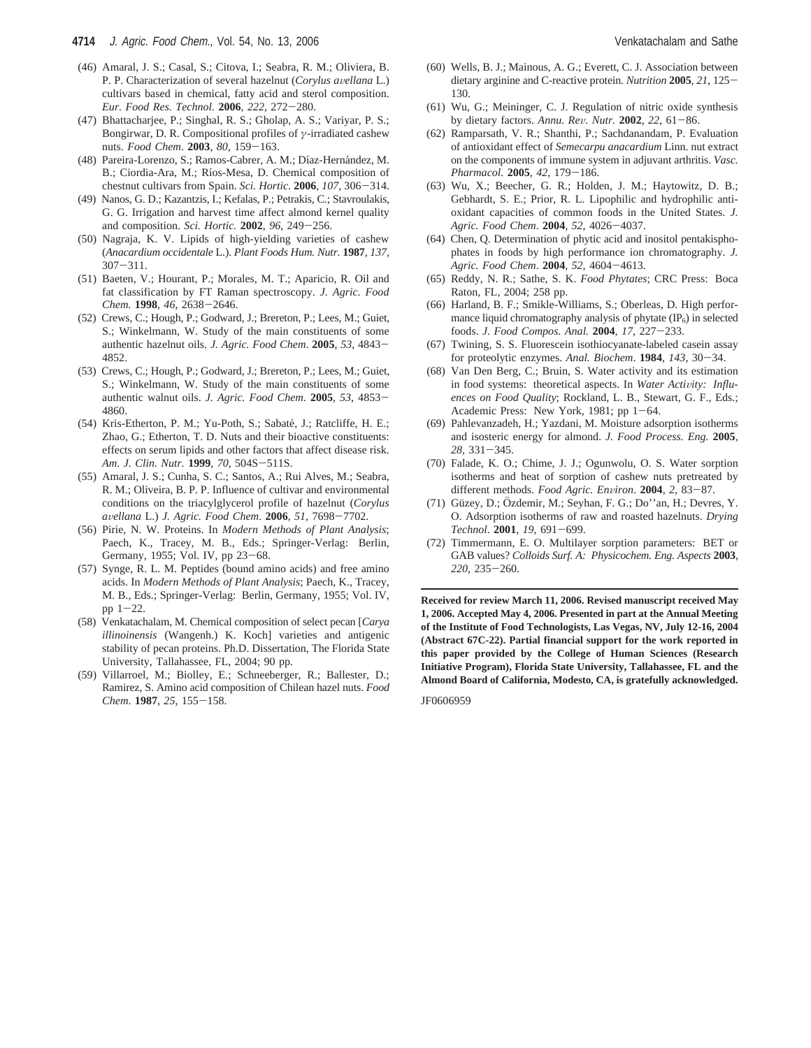(46) Amaral, J. S.; Casal, S.; Citova, I.; Seabra, R. M.; Oliviera, B. P. P. Characterization of several hazelnut (*Corylus avellana* L.) cultivars based in chemical, fatty acid and sterol composition. *Eur. Food Res. Technol.* **2006**, *222*, 272−280.

(47) Bhattacharjee, P.; Singhal, R. S.; Gholap, A. S.; Variyar, P. S.; Bongirwar, D. R. Compositional profiles of γ-irradiated cashew nuts. *Food Chem*. **2003**, *80*, 159−163.

(48) Pareira-Lorenzo, S.; Ramos-Cabrer, A. M.; Díaz-Hernández, M. B.; Ciordia-Ara, M.; Ríos-Mesa, D. Chemical composition of chestnut cultivars from Spain. *Sci. Hortic*. **2006**, *107*, 306−314.

(49) Nanos, G. D.; Kazantzis, I.; Kefalas, P.; Petrakis, C.; Stavroulakis, G. G. Irrigation and harvest time affect almond kernel quality and composition. *Sci. Hortic.* **2002**, *96*, 249−256.

(50) Nagraja, K. V. Lipids of high-yielding varieties of cashew (*Anacardium occidentale* L.). *Plant Foods Hum. Nutr.* **1987**, *137*, 307−311.

(51) Baeten, V.; Hourant, P.; Morales, M. T.; Aparicio, R. Oil and fat classification by FT Raman spectroscopy. *J. Agric. Food Chem.* **1998**, *46*, 2638−2646.

(52) Crews, C.; Hough, P.; Godward, J.; Brereton, P.; Lees, M.; Guiet, S.; Winkelmann, W. Study of the main constituents of some authentic hazelnut oils. *J. Agric. Food Chem*. **2005**, *53*, 4843−4852.

(53) Crews, C.; Hough, P.; Godward, J.; Brereton, P.; Lees, M.; Guiet, S.; Winkelmann, W. Study of the main constituents of some authentic walnut oils. *J. Agric. Food Chem*. **2005**, *53*, 4853−4860.

(54) Kris-Etherton, P. M.; Yu-Poth, S.; Sabaté, J.; Ratcliffe, H. E.; Zhao, G.; Etherton, T. D. Nuts and their bioactive constituents: effects on serum lipids and other factors that affect disease risk. *Am. J. Clin. Nutr.* **1999**, *70*, 504S−511S.

(55) Amaral, J. S.; Cunha, S. C.; Santos, A.; Rui Alves, M.; Seabra, R. M.; Oliveira, B. P. P. Influence of cultivar and environmental conditions on the triacylglycerol profile of hazelnut (*Corylus avellana* L.) *J. Agric. Food Chem*. **2006**, *51*, 7698−7702.

(56) Pirie, N. W. Proteins. In *Modern Methods of Plant Analysis*; Paech, K., Tracey, M. B., Eds.; Springer-Verlag: Berlin, Germany, 1955; Vol. IV, pp 23−68.

(57) Synge, R. L. M. Peptides (bound amino acids) and free amino acids. In *Modern Methods of Plant Analysis*; Paech, K., Tracey, M. B., Eds.; Springer-Verlag: Berlin, Germany, 1955; Vol. IV, pp 1−22.

(58) Venkatachalam, M. Chemical composition of select pecan [*Carya illinoinensis* (Wangenh.) K. Koch] varieties and antigenic stability of pecan proteins. Ph.D. Dissertation, The Florida State University, Tallahassee, FL, 2004; 90 pp.

(59) Villarroel, M.; Biolley, E.; Schneeberger, R.; Ballester, D.; Ramirez, S. Amino acid composition of Chilean hazel nuts. *Food Chem*. **1987**, *25*, 155−158.

(60) Wells, B. J.; Mainous, A. G.; Everett, C. J. Association between dietary arginine and C-reactive protein. *Nutrition* **2005**, *21*, 125−130.

(61) Wu, G.; Meininger, C. J. Regulation of nitric oxide synthesis by dietary factors. *Annu. Rev. Nutr*. **2002**, *22*, 61−86.

(62) Ramparsath, V. R.; Shanthi, P.; Sachdanandam, P. Evaluation of antioxidant effect of *Semecarpu anacardium* Linn. nut extract on the components of immune system in adjuvant arthritis. *Vasc. Pharmacol.* **2005**, *42*, 179−186.

(63) Wu, X.; Beecher, G. R.; Holden, J. M.; Haytowitz, D. B.; Gebhardt, S. E.; Prior, R. L. Lipophilic and hydrophilic antioxidant capacities of common foods in the United States. *J. Agric. Food Chem*. **2004**, *52*, 4026−4037.

(64) Chen, Q. Determination of phytic acid and inositol pentakisphophates in foods by high performance ion chromatography. *J. Agric. Food Chem*. **2004**, *52*, 4604−4613.

(65) Reddy, N. R.; Sathe, S. K. *Food Phytates*; CRC Press: Boca Raton, FL, 2004; 258 pp.

(66) Harland, B. F.; Smikle-Williams, S.; Oberleas, D. High performance liquid chromatography analysis of phytate ($IP_6$) in selected foods. *J. Food Compos. Anal.* **2004**, *17*, 227−233.

(67) Twining, S. S. Fluorescein isothiocyanate-labeled casein assay for proteolytic enzymes. *Anal. Biochem*. **1984**, *143*, 30−34.

(68) Van Den Berg, C.; Bruin, S. Water activity and its estimation in food systems: theoretical aspects. In *Water Activity: Influences on Food Quality*; Rockland, L. B., Stewart, G. F., Eds.; Academic Press: New York, 1981; pp 1−64.

(69) Pahlevanzadeh, H.; Yazdani, M. Moisture adsorption isotherms and isosteric energy for almond. *J. Food Process. Eng.* **2005**, *28*, 331−345.

(70) Falade, K. O.; Chime, J. J.; Ogunwolu, O. S. Water sorption isotherms and heat of sorption of cashew nuts pretreated by different methods. *Food Agric. Environ*. **2004**, *2*, 83−87.

(71) Güzey, D.; Özdemir, M.; Seyhan, F. G.; Do''an, H.; Devres, Y. O. Adsorption isotherms of raw and roasted hazelnuts. *Drying Technol*. **2001**, *19*, 691−699.

(72) Timmermann, E. O. Multilayer sorption parameters: BET or GAB values? *Colloids Surf. A: Physicochem. Eng. Aspects* **2003**, *220*, 235−260.

**Received for review March 11, 2006. Revised manuscript received May 1, 2006. Accepted May 4, 2006. Presented in part at the Annual Meeting of the Institute of Food Technologists, Las Vegas, NV, July 12-16, 2004 (Abstract 67C-22). Partial financial support for the work reported in this paper provided by the College of Human Sciences (Research Initiative Program), Florida State University, Tallahassee, FL and the Almond Board of California, Modesto, CA, is gratefully acknowledged.**

JF0606959